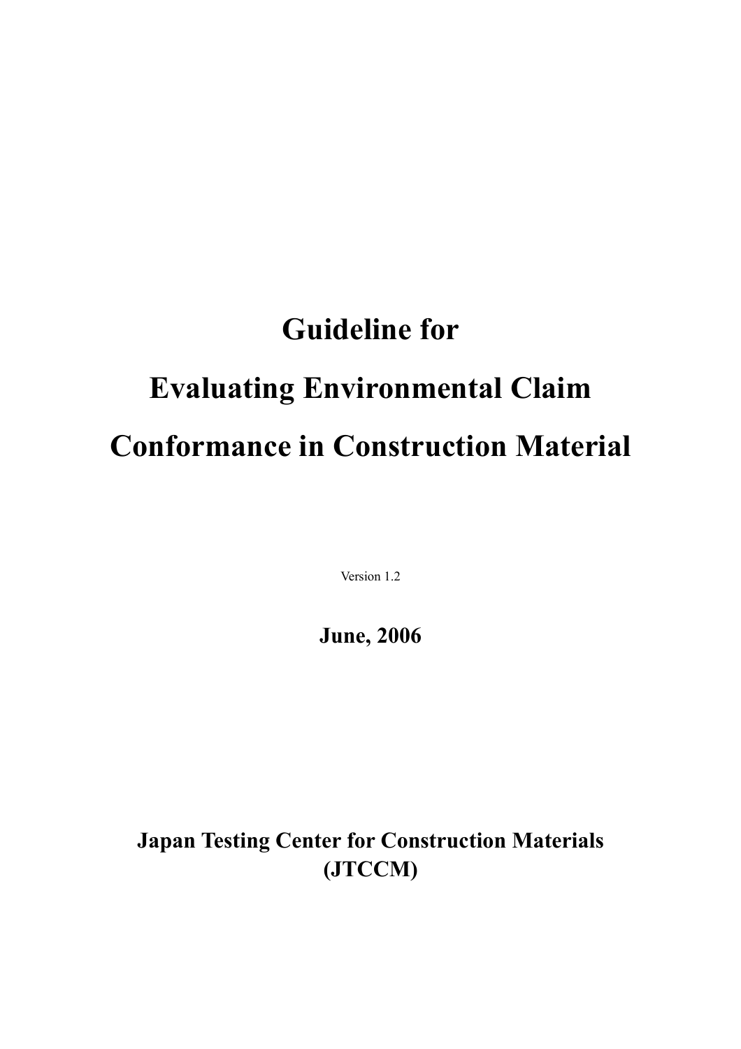# Guideline for
# Evaluating Environmental Claim
# Conformance in Construction Material

Version 1.2

**June, 2006**

**Japan Testing Center for Construction Materials (JTCCM)**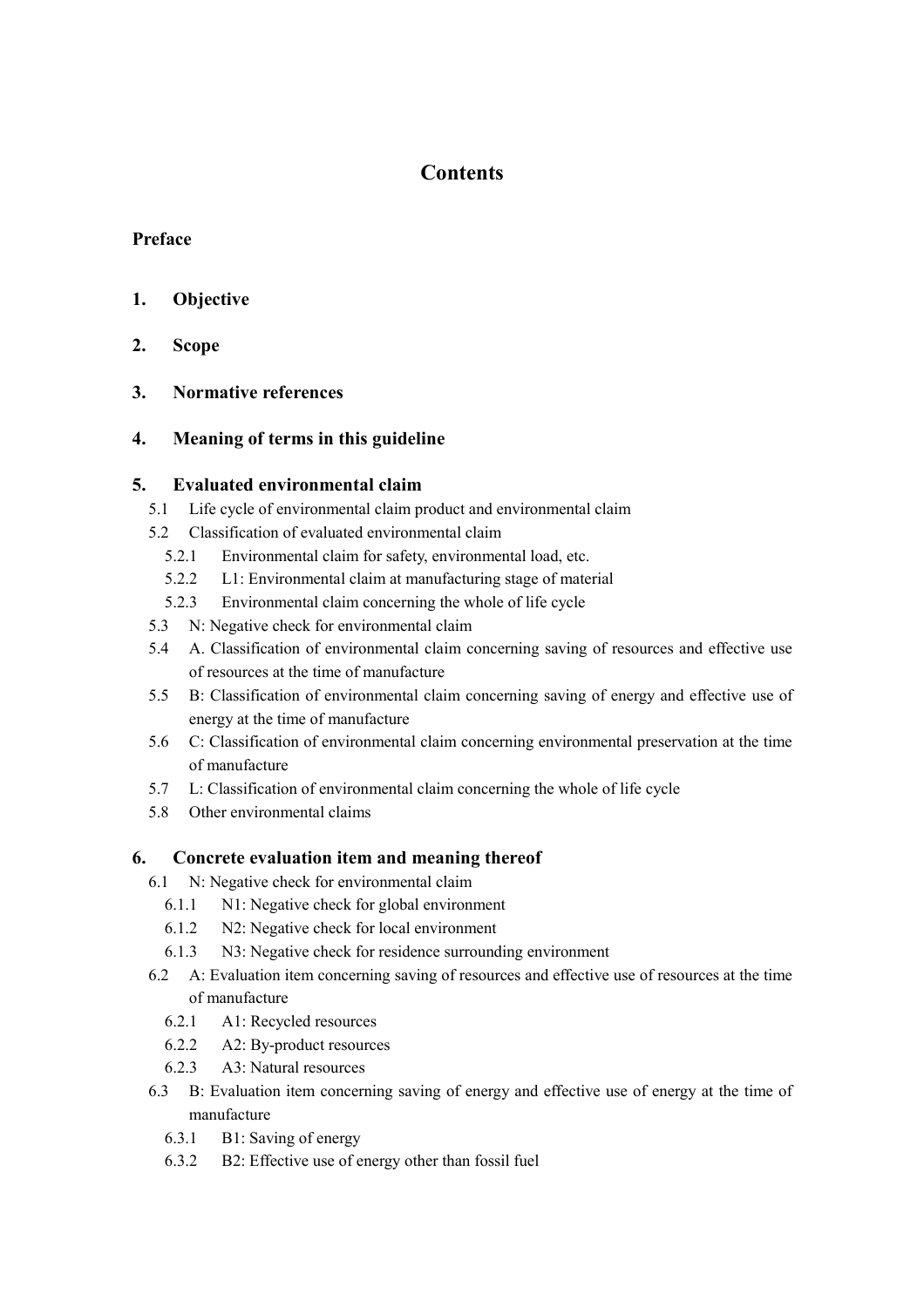# Contents

**Preface**

**1. Objective**

**2. Scope**

**3. Normative references**

**4. Meaning of terms in this guideline**

**5. Evaluated environmental claim**

- 5.1 Life cycle of environmental claim product and environmental claim
- 5.2 Classification of evaluated environmental claim
  - 5.2.1 Environmental claim for safety, environmental load, etc.
  - 5.2.2 L1: Environmental claim at manufacturing stage of material
  - 5.2.3 Environmental claim concerning the whole of life cycle
- 5.3 N: Negative check for environmental claim
- 5.4 A. Classification of environmental claim concerning saving of resources and effective use of resources at the time of manufacture
- 5.5 B: Classification of environmental claim concerning saving of energy and effective use of energy at the time of manufacture
- 5.6 C: Classification of environmental claim concerning environmental preservation at the time of manufacture
- 5.7 L: Classification of environmental claim concerning the whole of life cycle
- 5.8 Other environmental claims

**6. Concrete evaluation item and meaning thereof**

- 6.1 N: Negative check for environmental claim
  - 6.1.1 N1: Negative check for global environment
  - 6.1.2 N2: Negative check for local environment
  - 6.1.3 N3: Negative check for residence surrounding environment
- 6.2 A: Evaluation item concerning saving of resources and effective use of resources at the time of manufacture
  - 6.2.1 A1: Recycled resources
  - 6.2.2 A2: By-product resources
  - 6.2.3 A3: Natural resources
- 6.3 B: Evaluation item concerning saving of energy and effective use of energy at the time of manufacture
  - 6.3.1 B1: Saving of energy
  - 6.3.2 B2: Effective use of energy other than fossil fuel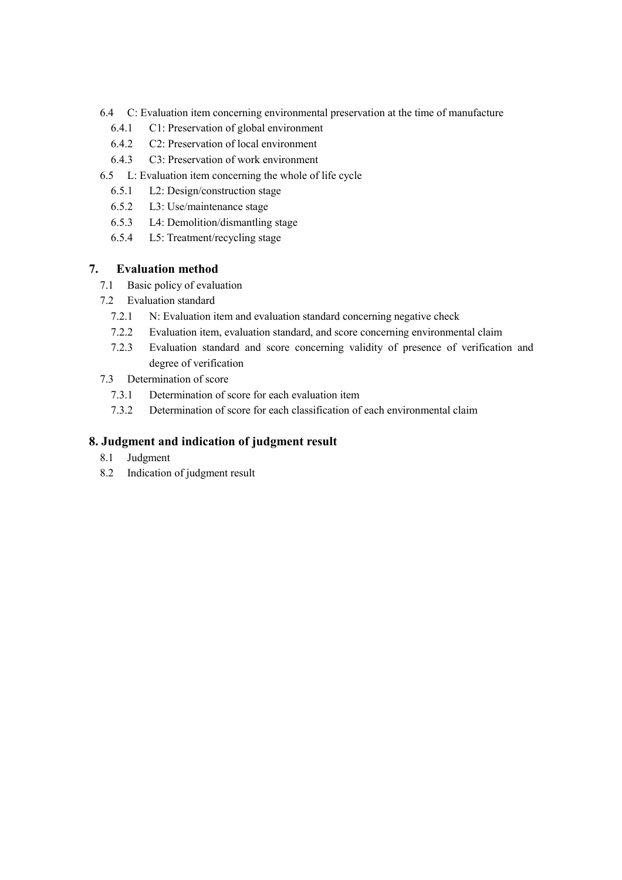- 6.4 C: Evaluation item concerning environmental preservation at the time of manufacture
  - 6.4.1 C1: Preservation of global environment
  - 6.4.2 C2: Preservation of local environment
  - 6.4.3 C3: Preservation of work environment
- 6.5 L: Evaluation item concerning the whole of life cycle
  - 6.5.1 L2: Design/construction stage
  - 6.5.2 L3: Use/maintenance stage
  - 6.5.3 L4: Demolition/dismantling stage
  - 6.5.4 L5: Treatment/recycling stage

## 7. Evaluation method

- 7.1 Basic policy of evaluation
- 7.2 Evaluation standard
  - 7.2.1 N: Evaluation item and evaluation standard concerning negative check
  - 7.2.2 Evaluation item, evaluation standard, and score concerning environmental claim
  - 7.2.3 Evaluation standard and score concerning validity of presence of verification and degree of verification
- 7.3 Determination of score
  - 7.3.1 Determination of score for each evaluation item
  - 7.3.2 Determination of score for each classification of each environmental claim

## 8. Judgment and indication of judgment result

- 8.1 Judgment
- 8.2 Indication of judgment result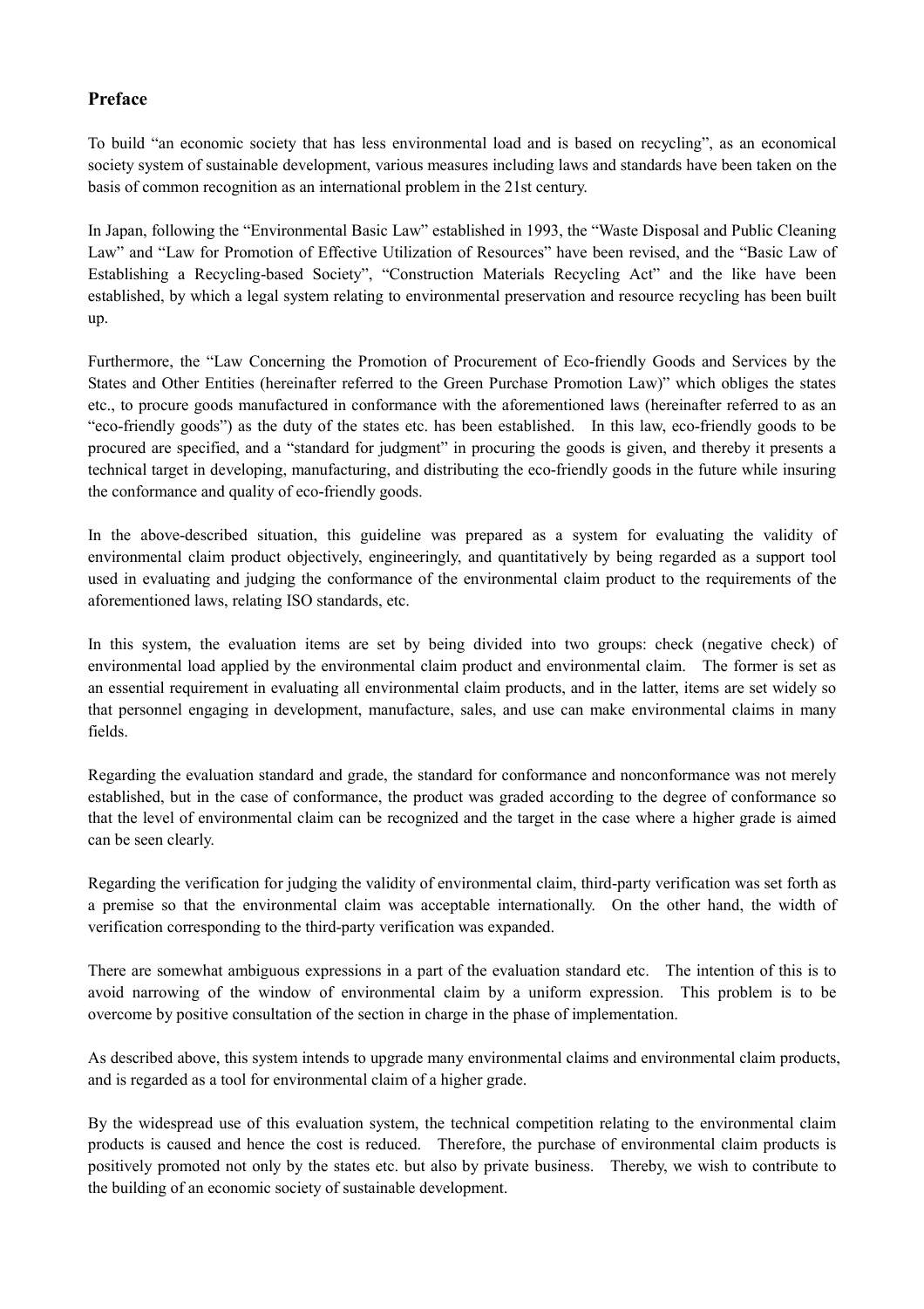## Preface

To build "an economic society that has less environmental load and is based on recycling", as an economical society system of sustainable development, various measures including laws and standards have been taken on the basis of common recognition as an international problem in the 21st century.

In Japan, following the "Environmental Basic Law" established in 1993, the "Waste Disposal and Public Cleaning Law" and "Law for Promotion of Effective Utilization of Resources" have been revised, and the "Basic Law of Establishing a Recycling-based Society", "Construction Materials Recycling Act" and the like have been established, by which a legal system relating to environmental preservation and resource recycling has been built up.

Furthermore, the "Law Concerning the Promotion of Procurement of Eco-friendly Goods and Services by the States and Other Entities (hereinafter referred to the Green Purchase Promotion Law)" which obliges the states etc., to procure goods manufactured in conformance with the aforementioned laws (hereinafter referred to as an "eco-friendly goods") as the duty of the states etc. has been established. In this law, eco-friendly goods to be procured are specified, and a "standard for judgment" in procuring the goods is given, and thereby it presents a technical target in developing, manufacturing, and distributing the eco-friendly goods in the future while insuring the conformance and quality of eco-friendly goods.

In the above-described situation, this guideline was prepared as a system for evaluating the validity of environmental claim product objectively, engineeringly, and quantitatively by being regarded as a support tool used in evaluating and judging the conformance of the environmental claim product to the requirements of the aforementioned laws, relating ISO standards, etc.

In this system, the evaluation items are set by being divided into two groups: check (negative check) of environmental load applied by the environmental claim product and environmental claim. The former is set as an essential requirement in evaluating all environmental claim products, and in the latter, items are set widely so that personnel engaging in development, manufacture, sales, and use can make environmental claims in many fields.

Regarding the evaluation standard and grade, the standard for conformance and nonconformance was not merely established, but in the case of conformance, the product was graded according to the degree of conformance so that the level of environmental claim can be recognized and the target in the case where a higher grade is aimed can be seen clearly.

Regarding the verification for judging the validity of environmental claim, third-party verification was set forth as a premise so that the environmental claim was acceptable internationally. On the other hand, the width of verification corresponding to the third-party verification was expanded.

There are somewhat ambiguous expressions in a part of the evaluation standard etc. The intention of this is to avoid narrowing of the window of environmental claim by a uniform expression. This problem is to be overcome by positive consultation of the section in charge in the phase of implementation.

As described above, this system intends to upgrade many environmental claims and environmental claim products, and is regarded as a tool for environmental claim of a higher grade.

By the widespread use of this evaluation system, the technical competition relating to the environmental claim products is caused and hence the cost is reduced. Therefore, the purchase of environmental claim products is positively promoted not only by the states etc. but also by private business. Thereby, we wish to contribute to the building of an economic society of sustainable development.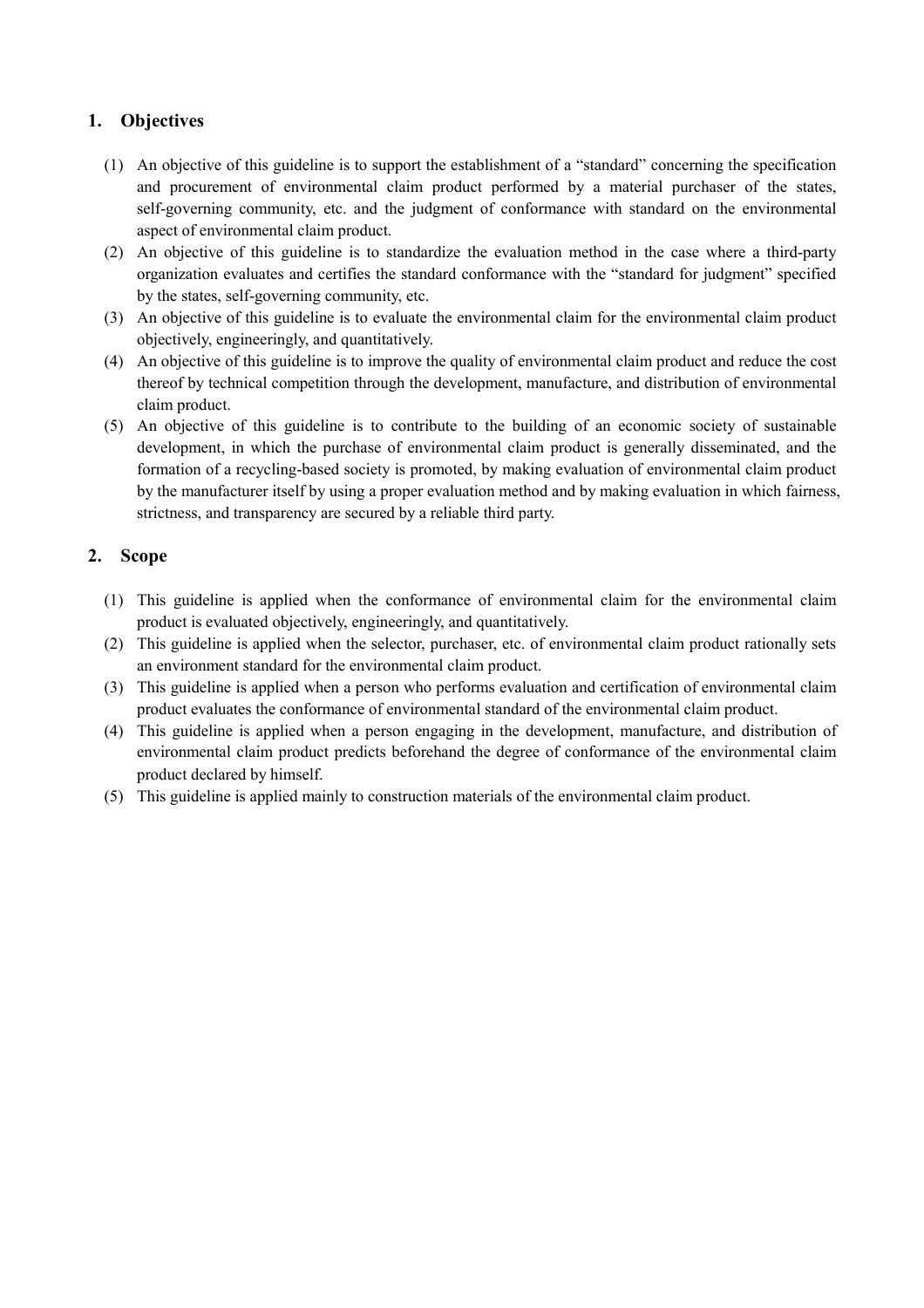## 1. Objectives

(1) An objective of this guideline is to support the establishment of a "standard" concerning the specification and procurement of environmental claim product performed by a material purchaser of the states, self-governing community, etc. and the judgment of conformance with standard on the environmental aspect of environmental claim product.

(2) An objective of this guideline is to standardize the evaluation method in the case where a third-party organization evaluates and certifies the standard conformance with the "standard for judgment" specified by the states, self-governing community, etc.

(3) An objective of this guideline is to evaluate the environmental claim for the environmental claim product objectively, engineeringly, and quantitatively.

(4) An objective of this guideline is to improve the quality of environmental claim product and reduce the cost thereof by technical competition through the development, manufacture, and distribution of environmental claim product.

(5) An objective of this guideline is to contribute to the building of an economic society of sustainable development, in which the purchase of environmental claim product is generally disseminated, and the formation of a recycling-based society is promoted, by making evaluation of environmental claim product by the manufacturer itself by using a proper evaluation method and by making evaluation in which fairness, strictness, and transparency are secured by a reliable third party.

## 2. Scope

(1) This guideline is applied when the conformance of environmental claim for the environmental claim product is evaluated objectively, engineeringly, and quantitatively.

(2) This guideline is applied when the selector, purchaser, etc. of environmental claim product rationally sets an environment standard for the environmental claim product.

(3) This guideline is applied when a person who performs evaluation and certification of environmental claim product evaluates the conformance of environmental standard of the environmental claim product.

(4) This guideline is applied when a person engaging in the development, manufacture, and distribution of environmental claim product predicts beforehand the degree of conformance of the environmental claim product declared by himself.

(5) This guideline is applied mainly to construction materials of the environmental claim product.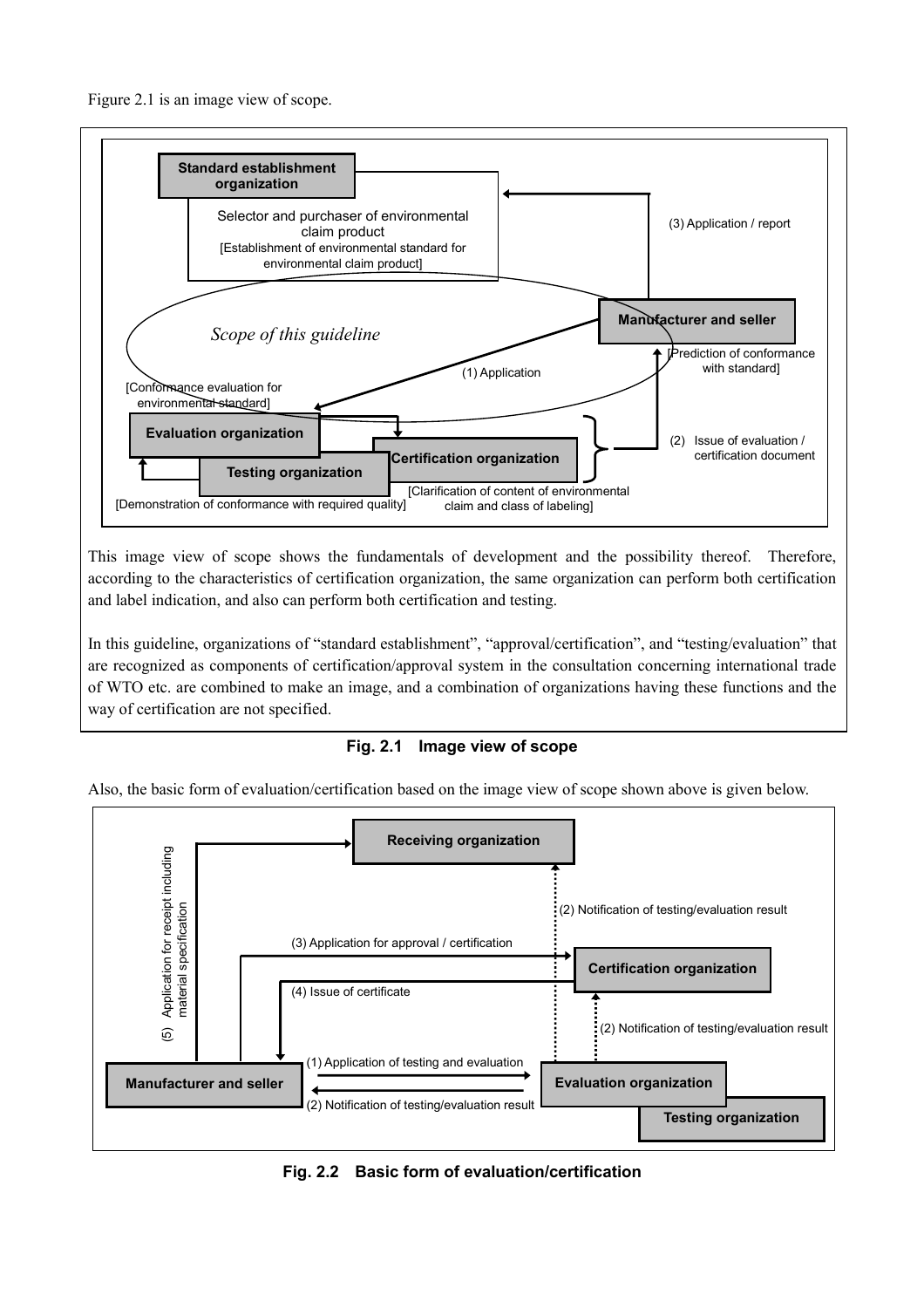Figure 2.1 is an image view of scope.

Standard establishment organization

Selector and purchaser of environmental claim product
[Establishment of environmental standard for environmental claim product]

(3) Application / report

*Scope of this guideline*

Manufacturer and seller

[Prediction of conformance with standard]

(1) Application

[Conformance evaluation for environmental standard]

Evaluation organization

Certification organization

(2) Issue of evaluation / certification document

Testing organization

[Demonstration of conformance with required quality]

[Clarification of content of environmental claim and class of labeling]

This image view of scope shows the fundamentals of development and the possibility thereof. Therefore, according to the characteristics of certification organization, the same organization can perform both certification and label indication, and also can perform both certification and testing.

In this guideline, organizations of "standard establishment", "approval/certification", and "testing/evaluation" that are recognized as components of certification/approval system in the consultation concerning international trade of WTO etc. are combined to make an image, and a combination of organizations having these functions and the way of certification are not specified.

**Fig. 2.1 Image view of scope**

Also, the basic form of evaluation/certification based on the image view of scope shown above is given below.

Receiving organization

(5) Application for receipt including material specification

(2) Notification of testing/evaluation result

(3) Application for approval / certification

Certification organization

(4) Issue of certificate

(2) Notification of testing/evaluation result

Manufacturer and seller

(1) Application of testing and evaluation

(2) Notification of testing/evaluation result

Evaluation organization

Testing organization

**Fig. 2.2 Basic form of evaluation/certification**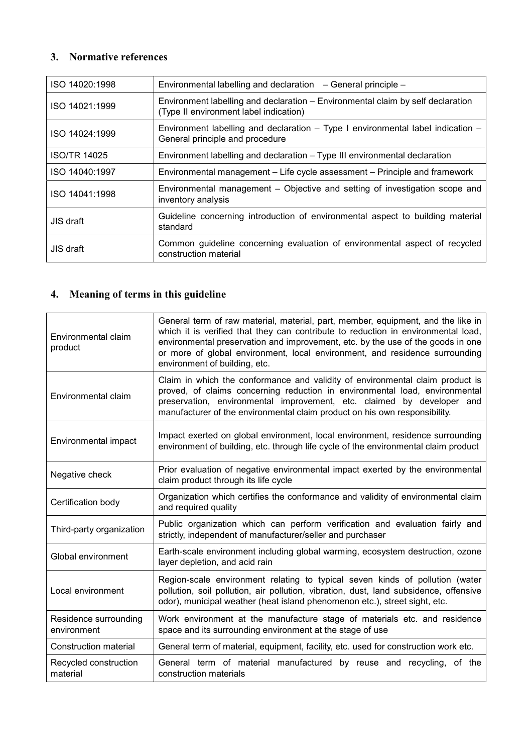## 3. Normative references

| | |
|---|---|
| ISO 14020:1998 | Environmental labelling and declaration – General principle – |
| ISO 14021:1999 | Environment labelling and declaration – Environmental claim by self declaration (Type II environment label indication) |
| ISO 14024:1999 | Environment labelling and declaration – Type I environmental label indication – General principle and procedure |
| ISO/TR 14025 | Environment labelling and declaration – Type III environmental declaration |
| ISO 14040:1997 | Environmental management – Life cycle assessment – Principle and framework |
| ISO 14041:1998 | Environmental management – Objective and setting of investigation scope and inventory analysis |
| JIS draft | Guideline concerning introduction of environmental aspect to building material standard |
| JIS draft | Common guideline concerning evaluation of environmental aspect of recycled construction material |

## 4. Meaning of terms in this guideline

| | |
|---|---|
| Environmental claim product | General term of raw material, material, part, member, equipment, and the like in which it is verified that they can contribute to reduction in environmental load, environmental preservation and improvement, etc. by the use of the goods in one or more of global environment, local environment, and residence surrounding environment of building, etc. |
| Environmental claim | Claim in which the conformance and validity of environmental claim product is proved, of claims concerning reduction in environmental load, environmental preservation, environmental improvement, etc. claimed by developer and manufacturer of the environmental claim product on his own responsibility. |
| Environmental impact | Impact exerted on global environment, local environment, residence surrounding environment of building, etc. through life cycle of the environmental claim product |
| Negative check | Prior evaluation of negative environmental impact exerted by the environmental claim product through its life cycle |
| Certification body | Organization which certifies the conformance and validity of environmental claim and required quality |
| Third-party organization | Public organization which can perform verification and evaluation fairly and strictly, independent of manufacturer/seller and purchaser |
| Global environment | Earth-scale environment including global warming, ecosystem destruction, ozone layer depletion, and acid rain |
| Local environment | Region-scale environment relating to typical seven kinds of pollution (water pollution, soil pollution, air pollution, vibration, dust, land subsidence, offensive odor), municipal weather (heat island phenomenon etc.), street sight, etc. |
| Residence surrounding environment | Work environment at the manufacture stage of materials etc. and residence space and its surrounding environment at the stage of use |
| Construction material | General term of material, equipment, facility, etc. used for construction work etc. |
| Recycled construction material | General term of material manufactured by reuse and recycling, of the construction materials |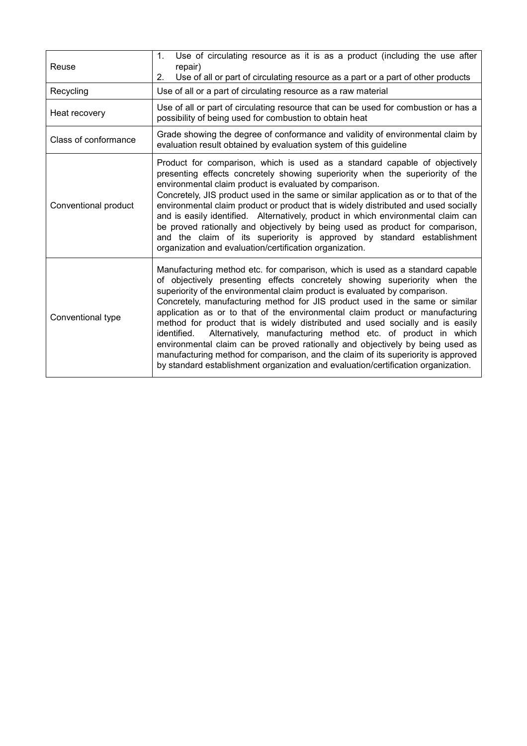| | |
|---|---|
| Reuse | 1. Use of circulating resource as it is as a product (including the use after repair)<br>2. Use of all or part of circulating resource as a part or a part of other products |
| Recycling | Use of all or a part of circulating resource as a raw material |
| Heat recovery | Use of all or part of circulating resource that can be used for combustion or has a possibility of being used for combustion to obtain heat |
| Class of conformance | Grade showing the degree of conformance and validity of environmental claim by evaluation result obtained by evaluation system of this guideline |
| Conventional product | Product for comparison, which is used as a standard capable of objectively presenting effects concretely showing superiority when the superiority of the environmental claim product is evaluated by comparison.<br>Concretely, JIS product used in the same or similar application as or to that of the environmental claim product or product that is widely distributed and used socially and is easily identified. Alternatively, product in which environmental claim can be proved rationally and objectively by being used as product for comparison, and the claim of its superiority is approved by standard establishment organization and evaluation/certification organization. |
| Conventional type | Manufacturing method etc. for comparison, which is used as a standard capable of objectively presenting effects concretely showing superiority when the superiority of the environmental claim product is evaluated by comparison.<br>Concretely, manufacturing method for JIS product used in the same or similar application as or to that of the environmental claim product or manufacturing method for product that is widely distributed and used socially and is easily identified. Alternatively, manufacturing method etc. of product in which environmental claim can be proved rationally and objectively by being used as manufacturing method for comparison, and the claim of its superiority is approved by standard establishment organization and evaluation/certification organization. |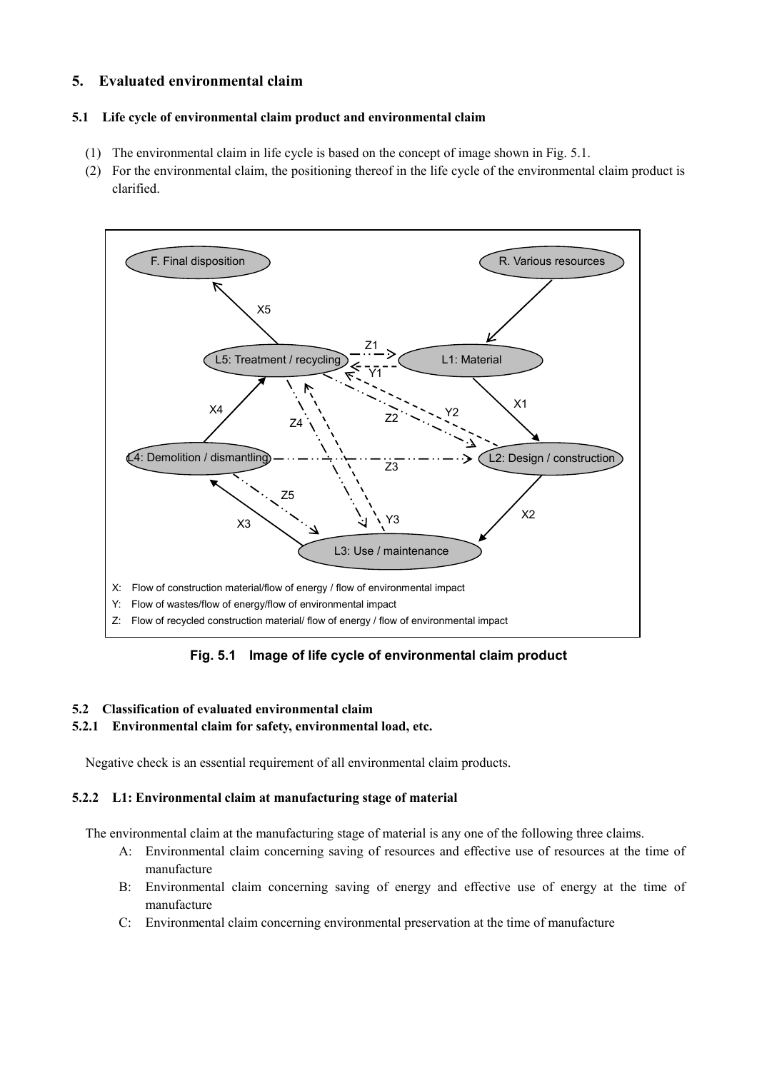## 5. Evaluated environmental claim

### 5.1 Life cycle of environmental claim product and environmental claim

(1) The environmental claim in life cycle is based on the concept of image shown in Fig. 5.1.

(2) For the environmental claim, the positioning thereof in the life cycle of the environmental claim product is clarified.

F. Final disposition

R. Various resources

L5: Treatment / recycling

L1: Material

L4: Demolition / dismantling

L2: Design / construction

L3: Use / maintenance

X1, X2, X3, X4, X5, Y1, Y2, Y3, Z1, Z2, Z3, Z4, Z5

X: Flow of construction material/flow of energy / flow of environmental impact

Y: Flow of wastes/flow of energy/flow of environmental impact

Z: Flow of recycled construction material/ flow of energy / flow of environmental impact

**Fig. 5.1 Image of life cycle of environmental claim product**

### 5.2 Classification of evaluated environmental claim

#### 5.2.1 Environmental claim for safety, environmental load, etc.

Negative check is an essential requirement of all environmental claim products.

#### 5.2.2 L1: Environmental claim at manufacturing stage of material

The environmental claim at the manufacturing stage of material is any one of the following three claims.

A: Environmental claim concerning saving of resources and effective use of resources at the time of manufacture

B: Environmental claim concerning saving of energy and effective use of energy at the time of manufacture

C: Environmental claim concerning environmental preservation at the time of manufacture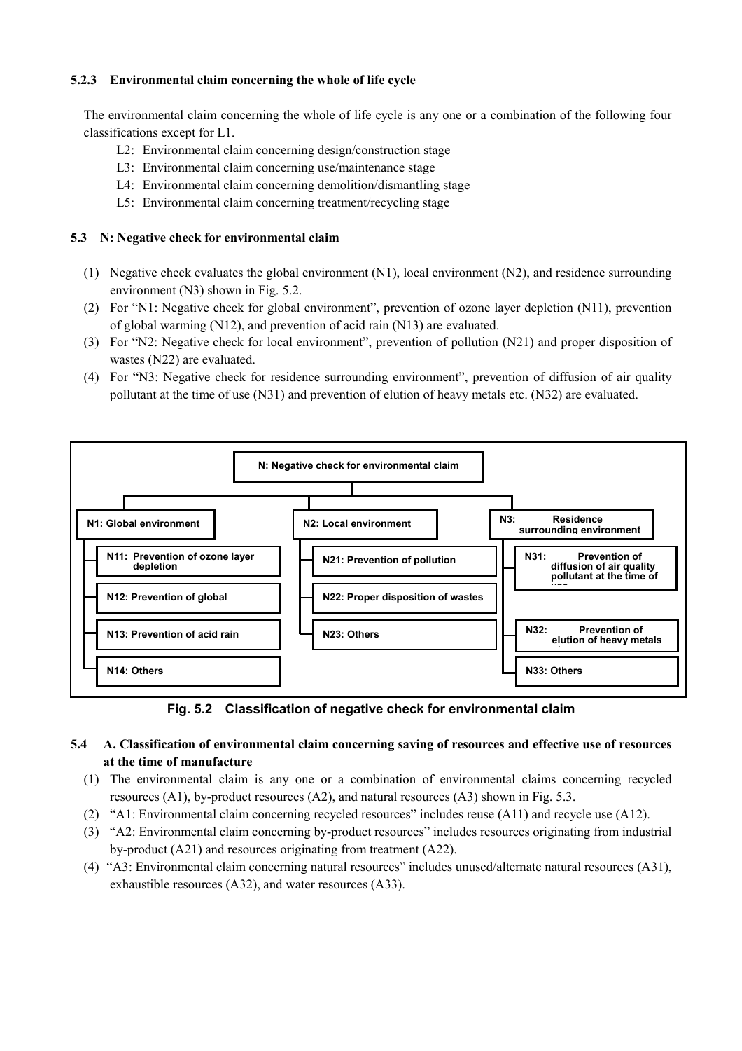### 5.2.3 Environmental claim concerning the whole of life cycle

The environmental claim concerning the whole of life cycle is any one or a combination of the following four classifications except for L1.

- L2: Environmental claim concerning design/construction stage
- L3: Environmental claim concerning use/maintenance stage
- L4: Environmental claim concerning demolition/dismantling stage
- L5: Environmental claim concerning treatment/recycling stage

## 5.3 N: Negative check for environmental claim

(1) Negative check evaluates the global environment (N1), local environment (N2), and residence surrounding environment (N3) shown in Fig. 5.2.

(2) For "N1: Negative check for global environment", prevention of ozone layer depletion (N11), prevention of global warming (N12), and prevention of acid rain (N13) are evaluated.

(3) For "N2: Negative check for local environment", prevention of pollution (N21) and proper disposition of wastes (N22) are evaluated.

(4) For "N3: Negative check for residence surrounding environment", prevention of diffusion of air quality pollutant at the time of use (N31) and prevention of elution of heavy metals etc. (N32) are evaluated.

- **N: Negative check for environmental claim**
  - **N1: Global environment**
    - N11: Prevention of ozone layer depletion
    - N12: Prevention of global
    - N13: Prevention of acid rain
    - N14: Others
  - **N2: Local environment**
    - N21: Prevention of pollution
    - N22: Proper disposition of wastes
    - N23: Others
  - **N3: Residence surrounding environment**
    - N31: Prevention of diffusion of air quality pollutant at the time of use
    - N32: Prevention of elution of heavy metals
    - N33: Others

**Fig. 5.2 Classification of negative check for environmental claim**

## 5.4 A. Classification of environmental claim concerning saving of resources and effective use of resources at the time of manufacture

(1) The environmental claim is any one or a combination of environmental claims concerning recycled resources (A1), by-product resources (A2), and natural resources (A3) shown in Fig. 5.3.

(2) "A1: Environmental claim concerning recycled resources" includes reuse (A11) and recycle use (A12).

(3) "A2: Environmental claim concerning by-product resources" includes resources originating from industrial by-product (A21) and resources originating from treatment (A22).

(4) "A3: Environmental claim concerning natural resources" includes unused/alternate natural resources (A31), exhaustible resources (A32), and water resources (A33).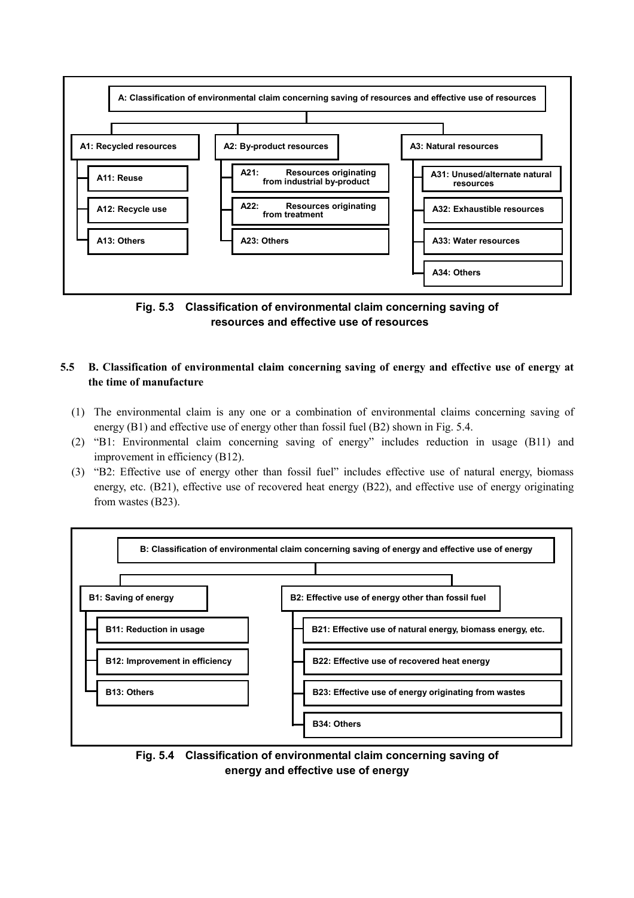**A: Classification of environmental claim concerning saving of resources and effective use of resources**

- **A1: Recycled resources**
  - A11: Reuse
  - A12: Recycle use
  - A13: Others
- **A2: By-product resources**
  - A21: Resources originating from industrial by-product
  - A22: Resources originating from treatment
  - A23: Others
- **A3: Natural resources**
  - A31: Unused/alternate natural resources
  - A32: Exhaustible resources
  - A33: Water resources
  - A34: Others

**Fig. 5.3 Classification of environmental claim concerning saving of resources and effective use of resources**

## 5.5 B. Classification of environmental claim concerning saving of energy and effective use of energy at the time of manufacture

(1) The environmental claim is any one or a combination of environmental claims concerning saving of energy (B1) and effective use of energy other than fossil fuel (B2) shown in Fig. 5.4.

(2) "B1: Environmental claim concerning saving of energy" includes reduction in usage (B11) and improvement in efficiency (B12).

(3) "B2: Effective use of energy other than fossil fuel" includes effective use of natural energy, biomass energy, etc. (B21), effective use of recovered heat energy (B22), and effective use of energy originating from wastes (B23).

**B: Classification of environmental claim concerning saving of energy and effective use of energy**

- **B1: Saving of energy**
  - B11: Reduction in usage
  - B12: Improvement in efficiency
  - B13: Others
- **B2: Effective use of energy other than fossil fuel**
  - B21: Effective use of natural energy, biomass energy, etc.
  - B22: Effective use of recovered heat energy
  - B23: Effective use of energy originating from wastes
  - B34: Others

**Fig. 5.4 Classification of environmental claim concerning saving of energy and effective use of energy**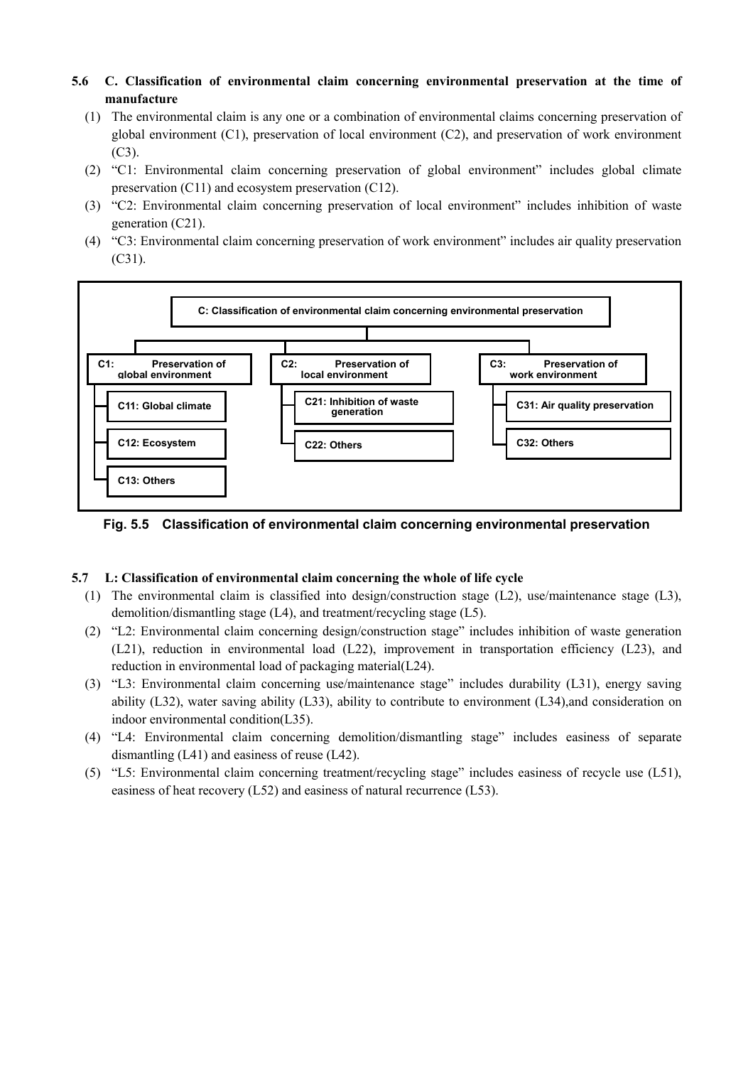### 5.6 C. Classification of environmental claim concerning environmental preservation at the time of manufacture

(1) The environmental claim is any one or a combination of environmental claims concerning preservation of global environment (C1), preservation of local environment (C2), and preservation of work environment (C3).

(2) "C1: Environmental claim concerning preservation of global environment" includes global climate preservation (C11) and ecosystem preservation (C12).

(3) "C2: Environmental claim concerning preservation of local environment" includes inhibition of waste generation (C21).

(4) "C3: Environmental claim concerning preservation of work environment" includes air quality preservation (C31).

- C: Classification of environmental claim concerning environmental preservation
  - C1: Preservation of global environment
    - C11: Global climate
    - C12: Ecosystem
    - C13: Others
  - C2: Preservation of local environment
    - C21: Inhibition of waste generation
    - C22: Others
  - C3: Preservation of work environment
    - C31: Air quality preservation
    - C32: Others

**Fig. 5.5 Classification of environmental claim concerning environmental preservation**

### 5.7 L: Classification of environmental claim concerning the whole of life cycle

(1) The environmental claim is classified into design/construction stage (L2), use/maintenance stage (L3), demolition/dismantling stage (L4), and treatment/recycling stage (L5).

(2) "L2: Environmental claim concerning design/construction stage" includes inhibition of waste generation (L21), reduction in environmental load (L22), improvement in transportation efficiency (L23), and reduction in environmental load of packaging material(L24).

(3) "L3: Environmental claim concerning use/maintenance stage" includes durability (L31), energy saving ability (L32), water saving ability (L33), ability to contribute to environment (L34),and consideration on indoor environmental condition(L35).

(4) "L4: Environmental claim concerning demolition/dismantling stage" includes easiness of separate dismantling (L41) and easiness of reuse (L42).

(5) "L5: Environmental claim concerning treatment/recycling stage" includes easiness of recycle use (L51), easiness of heat recovery (L52) and easiness of natural recurrence (L53).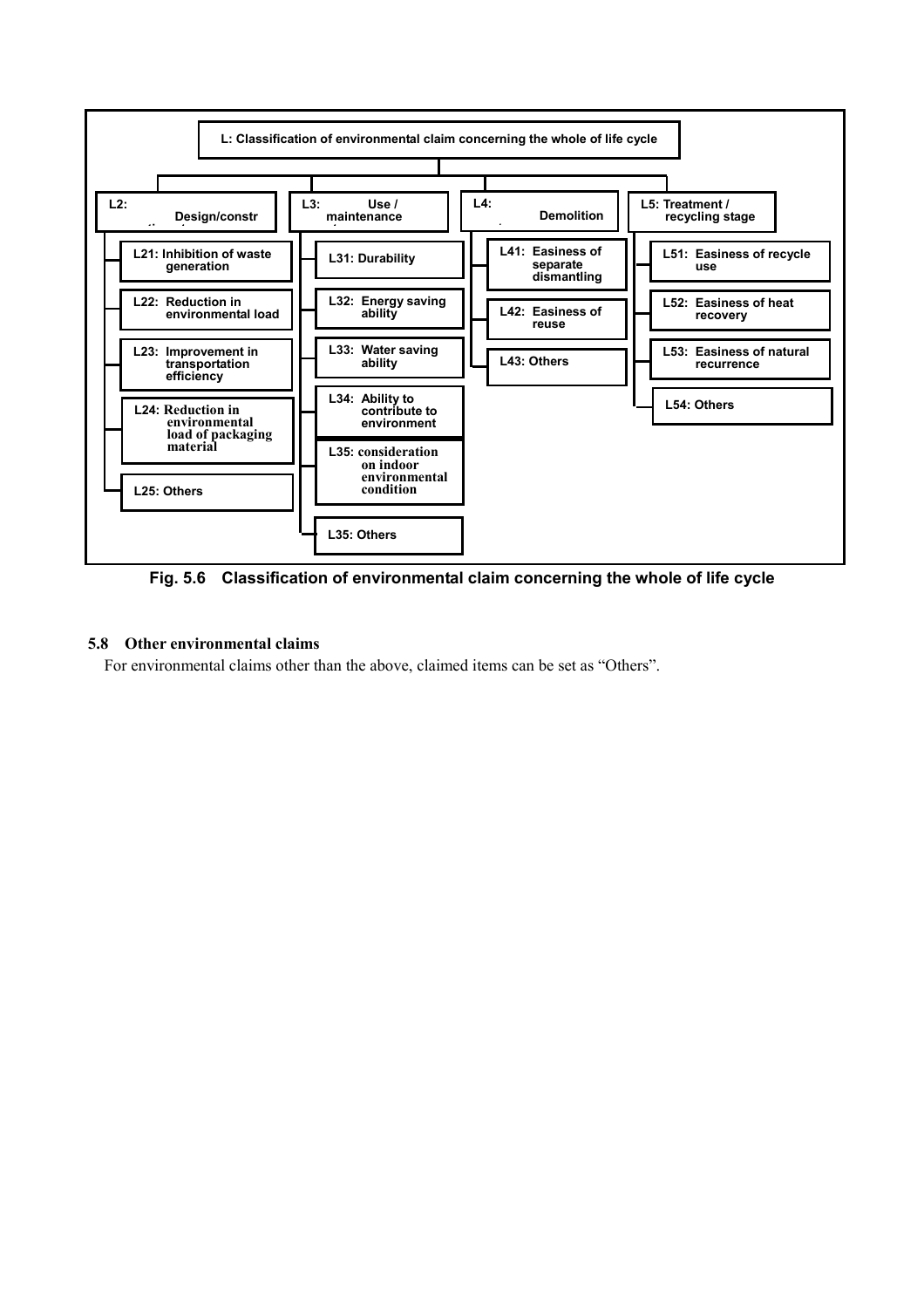L: Classification of environmental claim concerning the whole of life cycle

- L2: Design/constr
  - L21: Inhibition of waste generation
  - L22: Reduction in environmental load
  - L23: Improvement in transportation efficiency
  - L24: Reduction in environmental load of packaging material
  - L25: Others
- L3: Use / maintenance
  - L31: Durability
  - L32: Energy saving ability
  - L33: Water saving ability
  - L34: Ability to contribute to environment
  - L35: consideration on indoor environmental condition
  - L35: Others
- L4: Demolition
  - L41: Easiness of separate dismantling
  - L42: Easiness of reuse
  - L43: Others
- L5: Treatment / recycling stage
  - L51: Easiness of recycle use
  - L52: Easiness of heat recovery
  - L53: Easiness of natural recurrence
  - L54: Others

**Fig. 5.6 Classification of environmental claim concerning the whole of life cycle**

### 5.8 Other environmental claims

For environmental claims other than the above, claimed items can be set as "Others".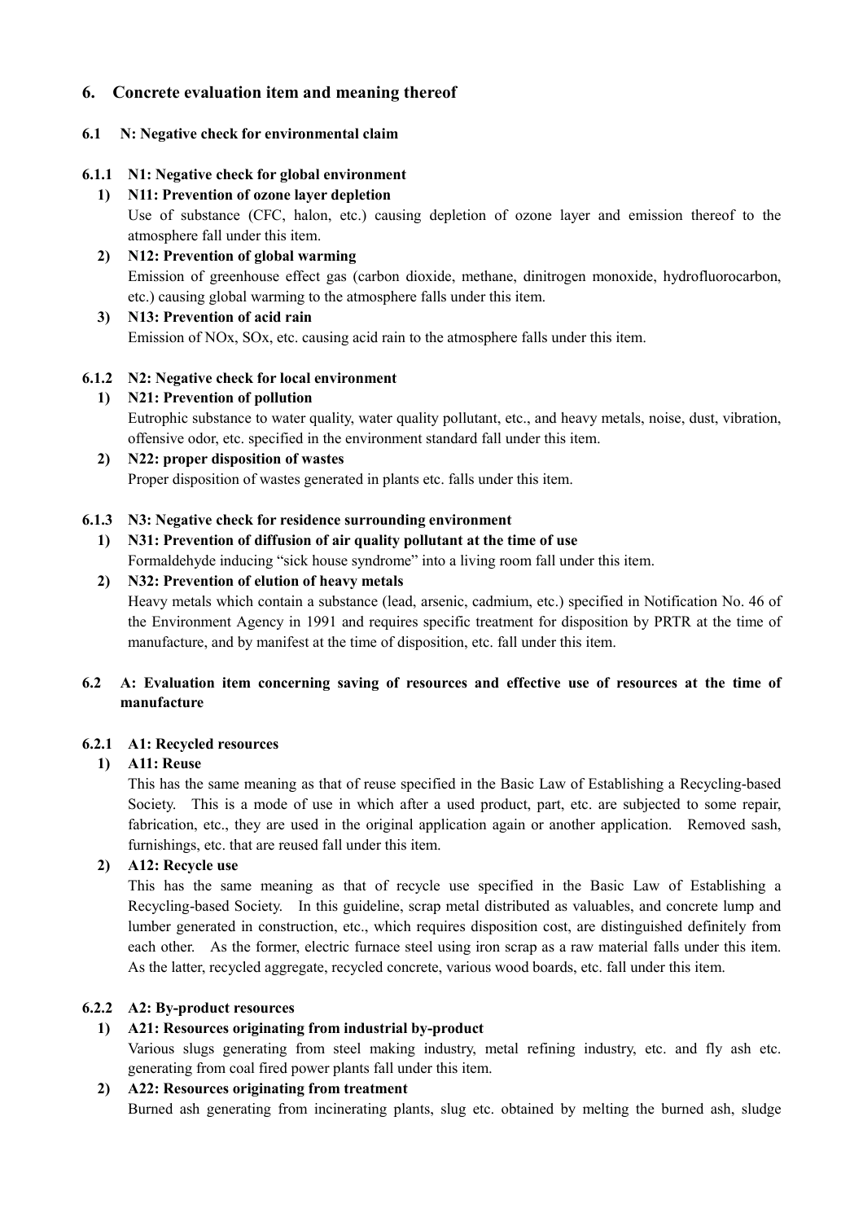## 6. Concrete evaluation item and meaning thereof

### 6.1 N: Negative check for environmental claim

#### 6.1.1 N1: Negative check for global environment

1) **N11: Prevention of ozone layer depletion**
   Use of substance (CFC, halon, etc.) causing depletion of ozone layer and emission thereof to the atmosphere fall under this item.

2) **N12: Prevention of global warming**
   Emission of greenhouse effect gas (carbon dioxide, methane, dinitrogen monoxide, hydrofluorocarbon, etc.) causing global warming to the atmosphere falls under this item.

3) **N13: Prevention of acid rain**
   Emission of NOx, SOx, etc. causing acid rain to the atmosphere falls under this item.

#### 6.1.2 N2: Negative check for local environment

1) **N21: Prevention of pollution**
   Eutrophic substance to water quality, water quality pollutant, etc., and heavy metals, noise, dust, vibration, offensive odor, etc. specified in the environment standard fall under this item.

2) **N22: proper disposition of wastes**
   Proper disposition of wastes generated in plants etc. falls under this item.

#### 6.1.3 N3: Negative check for residence surrounding environment

1) **N31: Prevention of diffusion of air quality pollutant at the time of use**
   Formaldehyde inducing "sick house syndrome" into a living room fall under this item.

2) **N32: Prevention of elution of heavy metals**
   Heavy metals which contain a substance (lead, arsenic, cadmium, etc.) specified in Notification No. 46 of the Environment Agency in 1991 and requires specific treatment for disposition by PRTR at the time of manufacture, and by manifest at the time of disposition, etc. fall under this item.

### 6.2 A: Evaluation item concerning saving of resources and effective use of resources at the time of manufacture

#### 6.2.1 A1: Recycled resources

1) **A11: Reuse**
   This has the same meaning as that of reuse specified in the Basic Law of Establishing a Recycling-based Society. This is a mode of use in which after a used product, part, etc. are subjected to some repair, fabrication, etc., they are used in the original application again or another application. Removed sash, furnishings, etc. that are reused fall under this item.

2) **A12: Recycle use**
   This has the same meaning as that of recycle use specified in the Basic Law of Establishing a Recycling-based Society. In this guideline, scrap metal distributed as valuables, and concrete lump and lumber generated in construction, etc., which requires disposition cost, are distinguished definitely from each other. As the former, electric furnace steel using iron scrap as a raw material falls under this item. As the latter, recycled aggregate, recycled concrete, various wood boards, etc. fall under this item.

#### 6.2.2 A2: By-product resources

1) **A21: Resources originating from industrial by-product**
   Various slugs generating from steel making industry, metal refining industry, etc. and fly ash etc. generating from coal fired power plants fall under this item.

2) **A22: Resources originating from treatment**
   Burned ash generating from incinerating plants, slug etc. obtained by melting the burned ash, sludge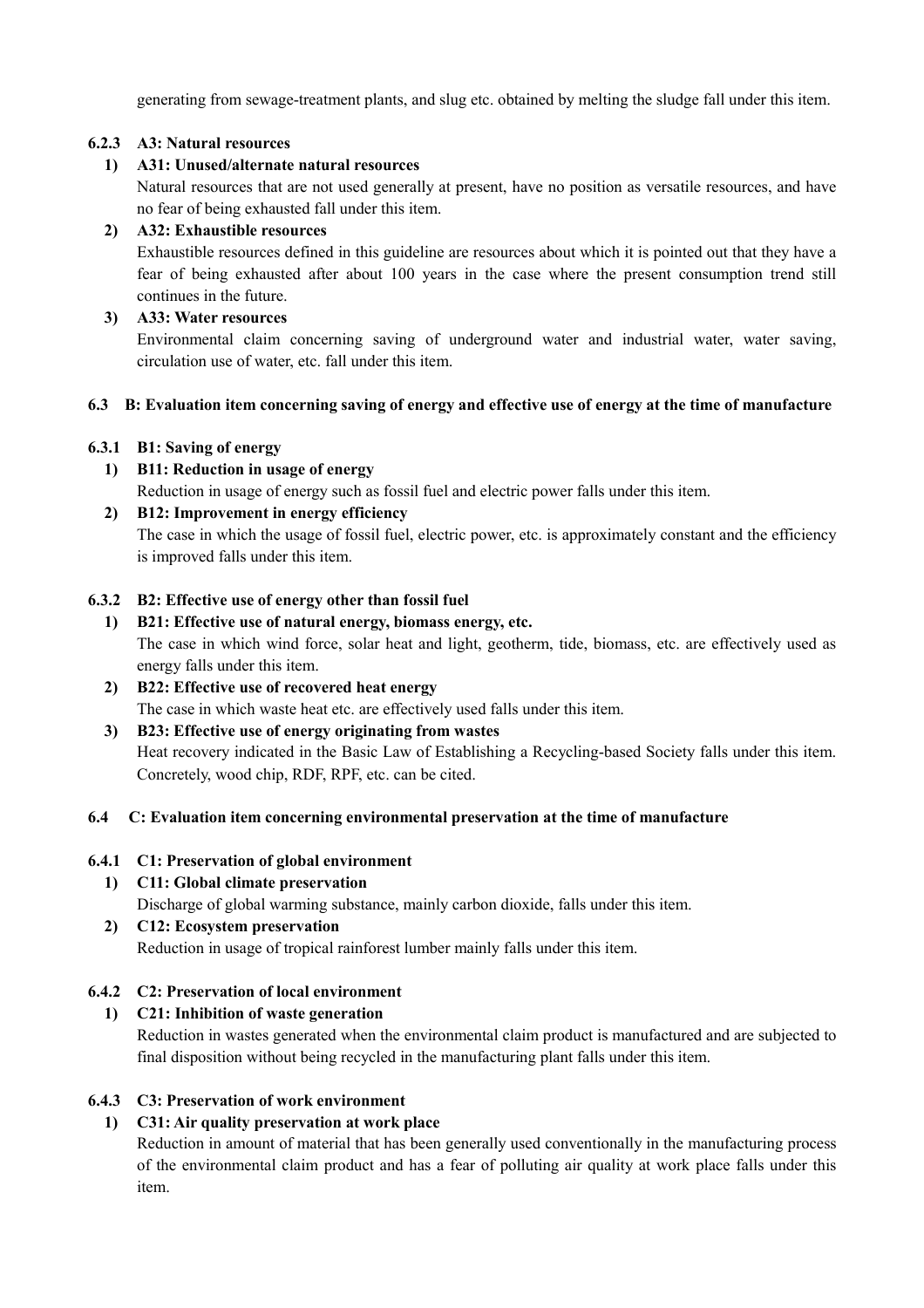generating from sewage-treatment plants, and slug etc. obtained by melting the sludge fall under this item.

### 6.2.3 A3: Natural resources

**1) A31: Unused/alternate natural resources**

Natural resources that are not used generally at present, have no position as versatile resources, and have no fear of being exhausted fall under this item.

**2) A32: Exhaustible resources**

Exhaustible resources defined in this guideline are resources about which it is pointed out that they have a fear of being exhausted after about 100 years in the case where the present consumption trend still continues in the future.

**3) A33: Water resources**

Environmental claim concerning saving of underground water and industrial water, water saving, circulation use of water, etc. fall under this item.

## 6.3 B: Evaluation item concerning saving of energy and effective use of energy at the time of manufacture

### 6.3.1 B1: Saving of energy

**1) B11: Reduction in usage of energy**

Reduction in usage of energy such as fossil fuel and electric power falls under this item.

**2) B12: Improvement in energy efficiency**

The case in which the usage of fossil fuel, electric power, etc. is approximately constant and the efficiency is improved falls under this item.

### 6.3.2 B2: Effective use of energy other than fossil fuel

**1) B21: Effective use of natural energy, biomass energy, etc.**

The case in which wind force, solar heat and light, geotherm, tide, biomass, etc. are effectively used as energy falls under this item.

**2) B22: Effective use of recovered heat energy**

The case in which waste heat etc. are effectively used falls under this item.

**3) B23: Effective use of energy originating from wastes**

Heat recovery indicated in the Basic Law of Establishing a Recycling-based Society falls under this item. Concretely, wood chip, RDF, RPF, etc. can be cited.

## 6.4 C: Evaluation item concerning environmental preservation at the time of manufacture

### 6.4.1 C1: Preservation of global environment

**1) C11: Global climate preservation**

Discharge of global warming substance, mainly carbon dioxide, falls under this item.

**2) C12: Ecosystem preservation**

Reduction in usage of tropical rainforest lumber mainly falls under this item.

### 6.4.2 C2: Preservation of local environment

**1) C21: Inhibition of waste generation**

Reduction in wastes generated when the environmental claim product is manufactured and are subjected to final disposition without being recycled in the manufacturing plant falls under this item.

### 6.4.3 C3: Preservation of work environment

**1) C31: Air quality preservation at work place**

Reduction in amount of material that has been generally used conventionally in the manufacturing process of the environmental claim product and has a fear of polluting air quality at work place falls under this item.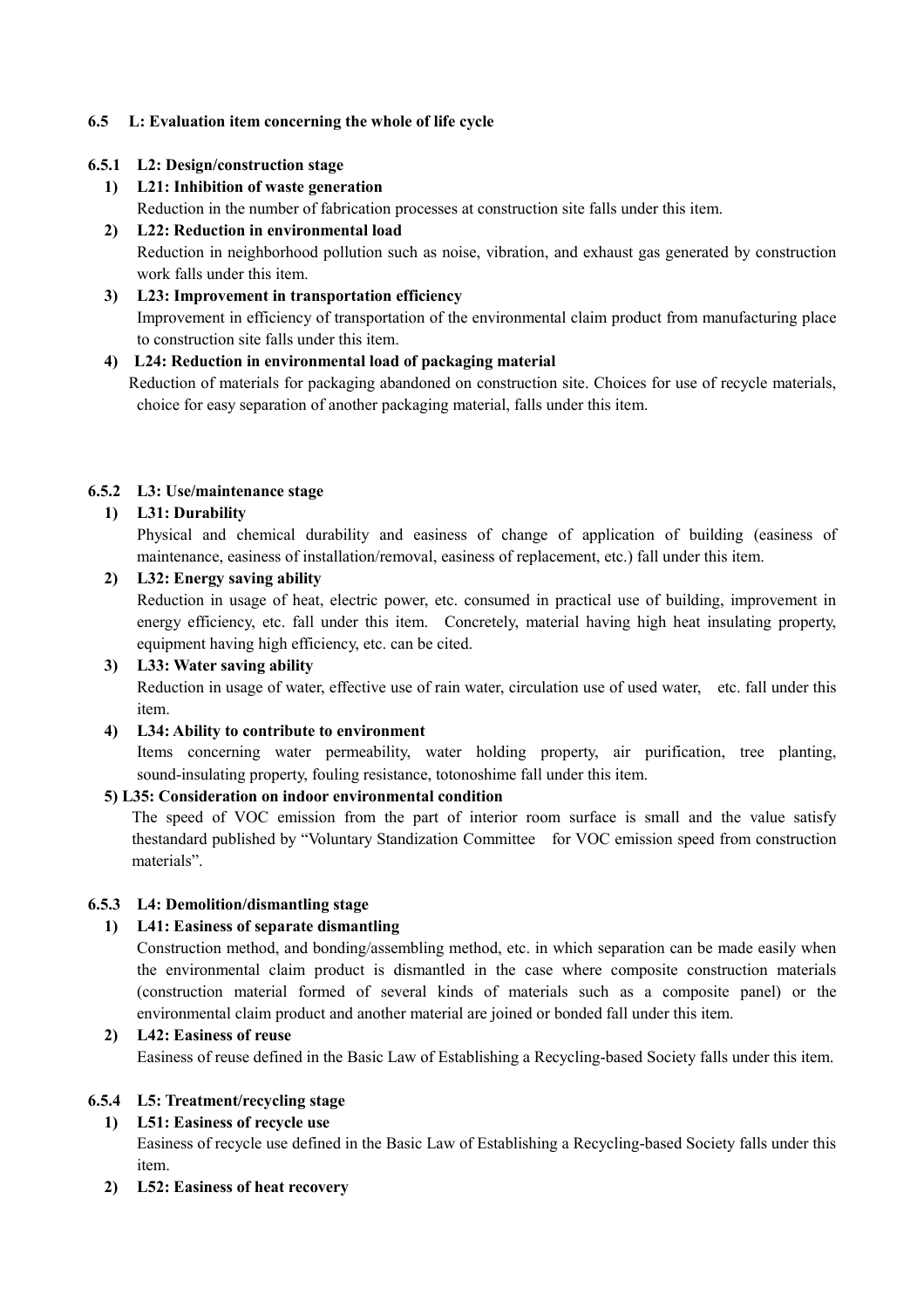### 6.5 L: Evaluation item concerning the whole of life cycle

#### 6.5.1 L2: Design/construction stage

**1) L21: Inhibition of waste generation**

Reduction in the number of fabrication processes at construction site falls under this item.

**2) L22: Reduction in environmental load**

Reduction in neighborhood pollution such as noise, vibration, and exhaust gas generated by construction work falls under this item.

**3) L23: Improvement in transportation efficiency**

Improvement in efficiency of transportation of the environmental claim product from manufacturing place to construction site falls under this item.

**4) L24: Reduction in environmental load of packaging material**

Reduction of materials for packaging abandoned on construction site. Choices for use of recycle materials, choice for easy separation of another packaging material, falls under this item.

#### 6.5.2 L3: Use/maintenance stage

**1) L31: Durability**

Physical and chemical durability and easiness of change of application of building (easiness of maintenance, easiness of installation/removal, easiness of replacement, etc.) fall under this item.

**2) L32: Energy saving ability**

Reduction in usage of heat, electric power, etc. consumed in practical use of building, improvement in energy efficiency, etc. fall under this item. Concretely, material having high heat insulating property, equipment having high efficiency, etc. can be cited.

**3) L33: Water saving ability**

Reduction in usage of water, effective use of rain water, circulation use of used water, etc. fall under this item.

**4) L34: Ability to contribute to environment**

Items concerning water permeability, water holding property, air purification, tree planting, sound-insulating property, fouling resistance, totonoshime fall under this item.

**5) L35: Consideration on indoor environmental condition**

The speed of VOC emission from the part of interior room surface is small and the value satisfy thestandard published by "Voluntary Standization Committee for VOC emission speed from construction materials".

#### 6.5.3 L4: Demolition/dismantling stage

**1) L41: Easiness of separate dismantling**

Construction method, and bonding/assembling method, etc. in which separation can be made easily when the environmental claim product is dismantled in the case where composite construction materials (construction material formed of several kinds of materials such as a composite panel) or the environmental claim product and another material are joined or bonded fall under this item.

**2) L42: Easiness of reuse**

Easiness of reuse defined in the Basic Law of Establishing a Recycling-based Society falls under this item.

#### 6.5.4 L5: Treatment/recycling stage

**1) L51: Easiness of recycle use**

Easiness of recycle use defined in the Basic Law of Establishing a Recycling-based Society falls under this item.

**2) L52: Easiness of heat recovery**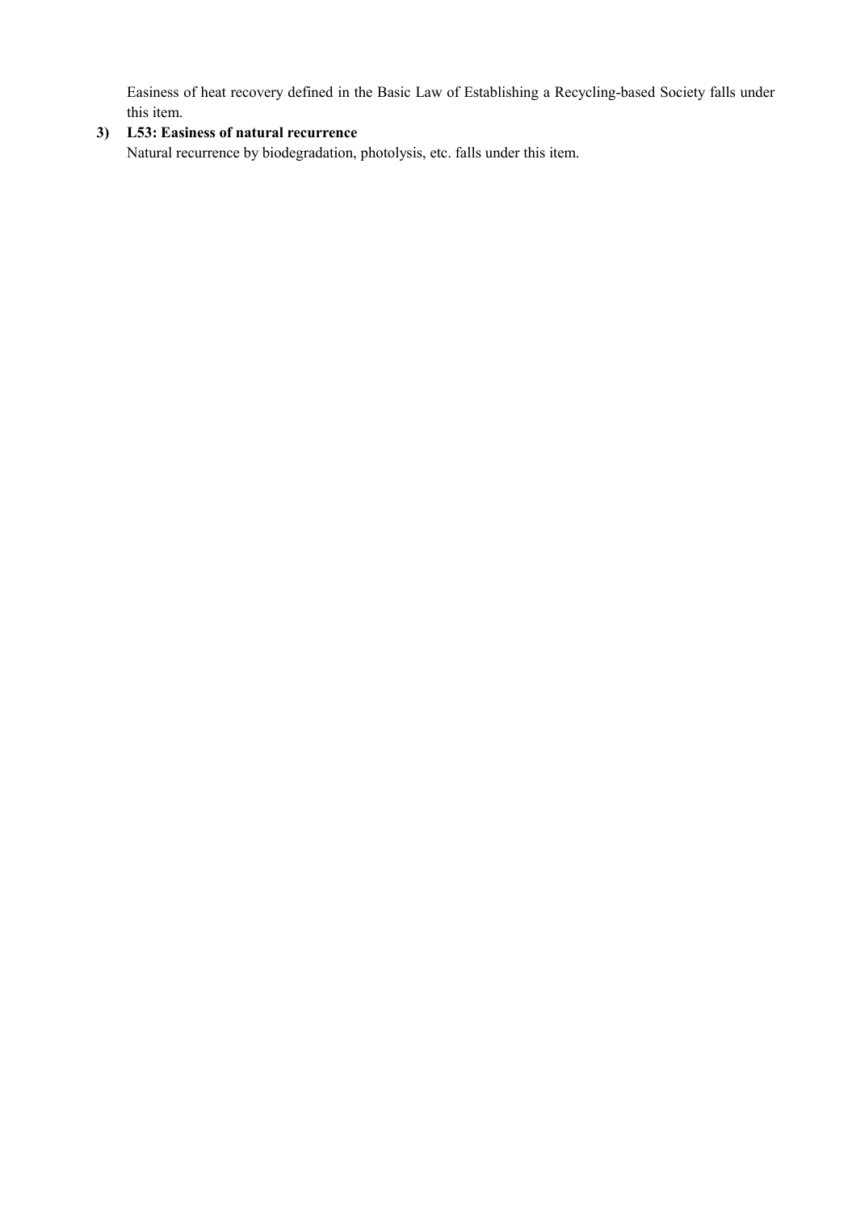Easiness of heat recovery defined in the Basic Law of Establishing a Recycling-based Society falls under this item.

3) **L53: Easiness of natural recurrence**

   Natural recurrence by biodegradation, photolysis, etc. falls under this item.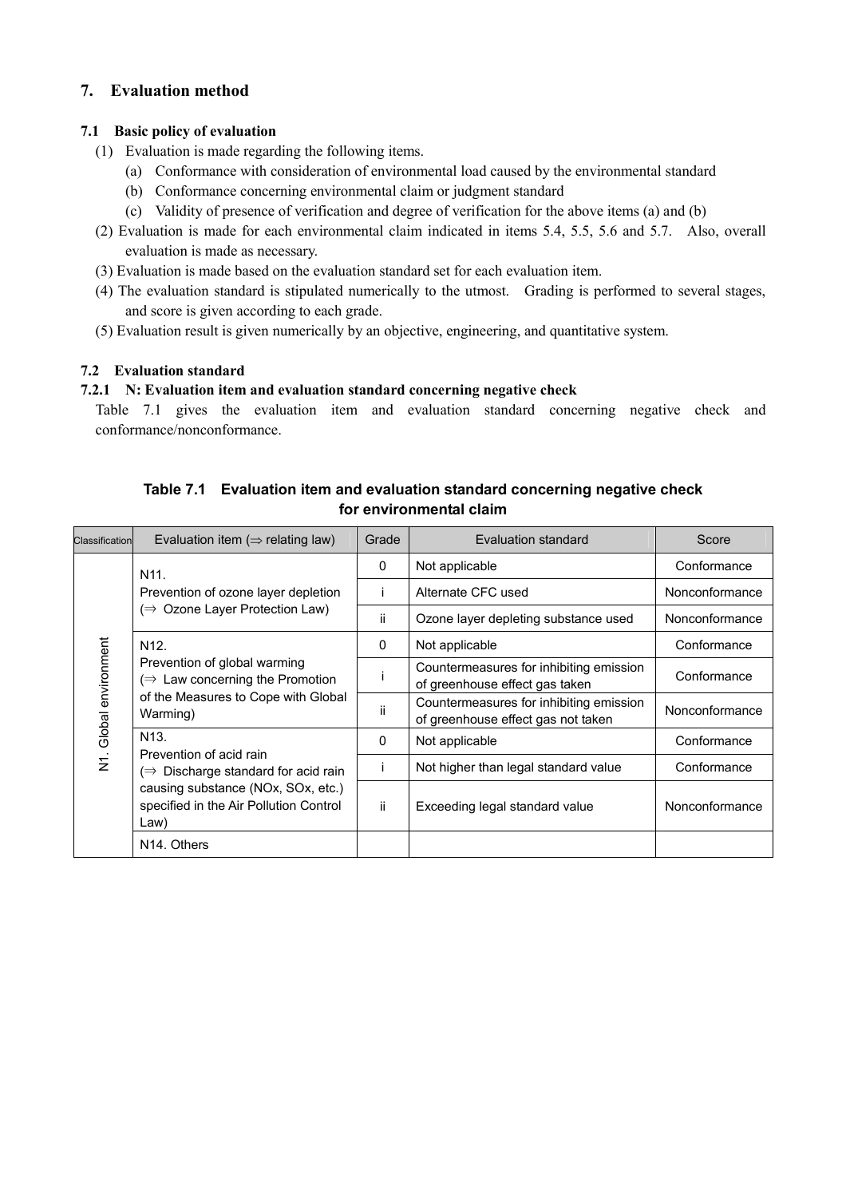## 7. Evaluation method

### 7.1 Basic policy of evaluation

(1) Evaluation is made regarding the following items.
   - (a) Conformance with consideration of environmental load caused by the environmental standard
   - (b) Conformance concerning environmental claim or judgment standard
   - (c) Validity of presence of verification and degree of verification for the above items (a) and (b)

(2) Evaluation is made for each environmental claim indicated in items 5.4, 5.5, 5.6 and 5.7. Also, overall evaluation is made as necessary.

(3) Evaluation is made based on the evaluation standard set for each evaluation item.

(4) The evaluation standard is stipulated numerically to the utmost. Grading is performed to several stages, and score is given according to each grade.

(5) Evaluation result is given numerically by an objective, engineering, and quantitative system.

### 7.2 Evaluation standard

#### 7.2.1 N: Evaluation item and evaluation standard concerning negative check

Table 7.1 gives the evaluation item and evaluation standard concerning negative check and conformance/nonconformance.

**Table 7.1 Evaluation item and evaluation standard concerning negative check for environmental claim**

| Classification | Evaluation item (⇒ relating law) | Grade | Evaluation standard | Score |
|---|---|---|---|---|
| N1. Global environment | N11. Prevention of ozone layer depletion (⇒ Ozone Layer Protection Law) | 0 | Not applicable | Conformance |
| | | i | Alternate CFC used | Nonconformance |
| | | ii | Ozone layer depleting substance used | Nonconformance |
| | N12. Prevention of global warming (⇒ Law concerning the Promotion of the Measures to Cope with Global Warming) | 0 | Not applicable | Conformance |
| | | i | Countermeasures for inhibiting emission of greenhouse effect gas taken | Conformance |
| | | ii | Countermeasures for inhibiting emission of greenhouse effect gas not taken | Nonconformance |
| | N13. Prevention of acid rain (⇒ Discharge standard for acid rain causing substance (NOx, SOx, etc.) specified in the Air Pollution Control Law) | 0 | Not applicable | Conformance |
| | | i | Not higher than legal standard value | Conformance |
| | | ii | Exceeding legal standard value | Nonconformance |
| | N14. Others | | | |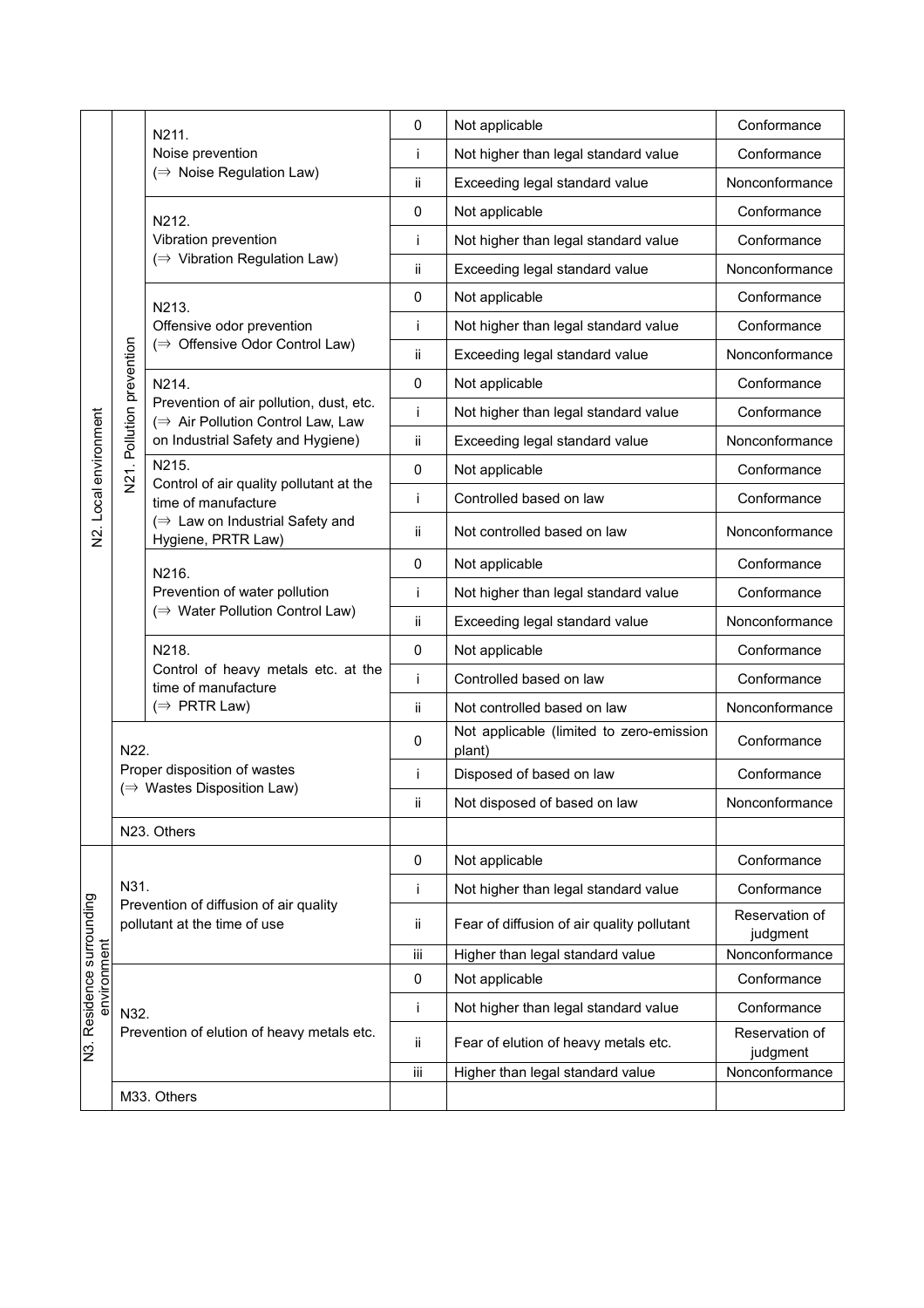| | | | | | |
|---|---|---|---|---|---|
| N2. Local environment | N21. Pollution prevention | N211. Noise prevention (⇒ Noise Regulation Law) | 0 | Not applicable | Conformance |
| | | | i | Not higher than legal standard value | Conformance |
| | | | ii | Exceeding legal standard value | Nonconformance |
| | | N212. Vibration prevention (⇒ Vibration Regulation Law) | 0 | Not applicable | Conformance |
| | | | i | Not higher than legal standard value | Conformance |
| | | | ii | Exceeding legal standard value | Nonconformance |
| | | N213. Offensive odor prevention (⇒ Offensive Odor Control Law) | 0 | Not applicable | Conformance |
| | | | i | Not higher than legal standard value | Conformance |
| | | | ii | Exceeding legal standard value | Nonconformance |
| | | N214. Prevention of air pollution, dust, etc. (⇒ Air Pollution Control Law, Law on Industrial Safety and Hygiene) | 0 | Not applicable | Conformance |
| | | | i | Not higher than legal standard value | Conformance |
| | | | ii | Exceeding legal standard value | Nonconformance |
| | | N215. Control of air quality pollutant at the time of manufacture (⇒ Law on Industrial Safety and Hygiene, PRTR Law) | 0 | Not applicable | Conformance |
| | | | i | Controlled based on law | Conformance |
| | | | ii | Not controlled based on law | Nonconformance |
| | | N216. Prevention of water pollution (⇒ Water Pollution Control Law) | 0 | Not applicable | Conformance |
| | | | i | Not higher than legal standard value | Conformance |
| | | | ii | Exceeding legal standard value | Nonconformance |
| | | N218. Control of heavy metals etc. at the time of manufacture (⇒ PRTR Law) | 0 | Not applicable | Conformance |
| | | | i | Controlled based on law | Conformance |
| | | | ii | Not controlled based on law | Nonconformance |
| | N22. Proper disposition of wastes (⇒ Wastes Disposition Law) | | 0 | Not applicable (limited to zero-emission plant) | Conformance |
| | | | i | Disposed of based on law | Conformance |
| | | | ii | Not disposed of based on law | Nonconformance |
| | N23. Others | | | | |
| N3. Residence surrounding environment | N31. Prevention of diffusion of air quality pollutant at the time of use | | 0 | Not applicable | Conformance |
| | | | i | Not higher than legal standard value | Conformance |
| | | | ii | Fear of diffusion of air quality pollutant | Reservation of judgment |
| | | | iii | Higher than legal standard value | Nonconformance |
| | N32. Prevention of elution of heavy metals etc. | | 0 | Not applicable | Conformance |
| | | | i | Not higher than legal standard value | Conformance |
| | | | ii | Fear of elution of heavy metals etc. | Reservation of judgment |
| | | | iii | Higher than legal standard value | Nonconformance |
| | M33. Others | | | | |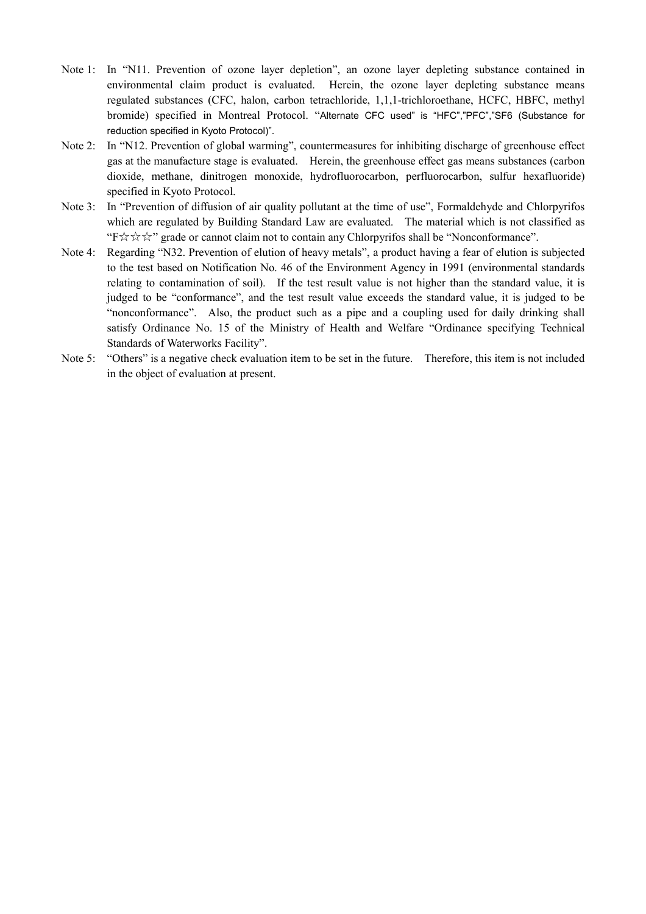Note 1: In "N11. Prevention of ozone layer depletion", an ozone layer depleting substance contained in environmental claim product is evaluated. Herein, the ozone layer depleting substance means regulated substances (CFC, halon, carbon tetrachloride, 1,1,1-trichloroethane, HCFC, HBFC, methyl bromide) specified in Montreal Protocol. "Alternate CFC used" is "HFC","PFC","SF6 (Substance for reduction specified in Kyoto Protocol)".

Note 2: In "N12. Prevention of global warming", countermeasures for inhibiting discharge of greenhouse effect gas at the manufacture stage is evaluated. Herein, the greenhouse effect gas means substances (carbon dioxide, methane, dinitrogen monoxide, hydrofluorocarbon, perfluorocarbon, sulfur hexafluoride) specified in Kyoto Protocol.

Note 3: In "Prevention of diffusion of air quality pollutant at the time of use", Formaldehyde and Chlorpyrifos which are regulated by Building Standard Law are evaluated. The material which is not classified as "F☆☆☆" grade or cannot claim not to contain any Chlorpyrifos shall be "Nonconformance".

Note 4: Regarding "N32. Prevention of elution of heavy metals", a product having a fear of elution is subjected to the test based on Notification No. 46 of the Environment Agency in 1991 (environmental standards relating to contamination of soil). If the test result value is not higher than the standard value, it is judged to be "conformance", and the test result value exceeds the standard value, it is judged to be "nonconformance". Also, the product such as a pipe and a coupling used for daily drinking shall satisfy Ordinance No. 15 of the Ministry of Health and Welfare "Ordinance specifying Technical Standards of Waterworks Facility".

Note 5: "Others" is a negative check evaluation item to be set in the future. Therefore, this item is not included in the object of evaluation at present.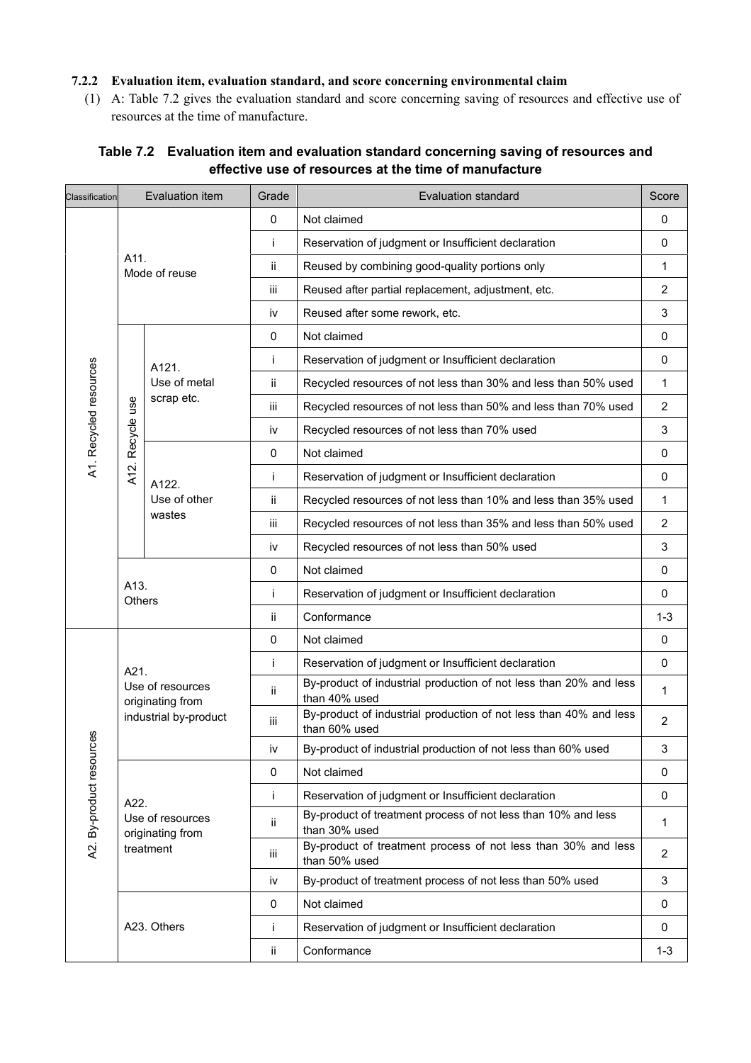### 7.2.2 Evaluation item, evaluation standard, and score concerning environmental claim

(1) A: Table 7.2 gives the evaluation standard and score concerning saving of resources and effective use of resources at the time of manufacture.

**Table 7.2 Evaluation item and evaluation standard concerning saving of resources and effective use of resources at the time of manufacture**

| Classification | Evaluation item | | Grade | Evaluation standard | Score |
|---|---|---|---|---|---|
| A1. Recycled resources | A11. Mode of reuse | | 0 | Not claimed | 0 |
| | | | i | Reservation of judgment or Insufficient declaration | 0 |
| | | | ii | Reused by combining good-quality portions only | 1 |
| | | | iii | Reused after partial replacement, adjustment, etc. | 2 |
| | | | iv | Reused after some rework, etc. | 3 |
| | A12. Recycle use | A121. Use of metal scrap etc. | 0 | Not claimed | 0 |
| | | | i | Reservation of judgment or Insufficient declaration | 0 |
| | | | ii | Recycled resources of not less than 30% and less than 50% used | 1 |
| | | | iii | Recycled resources of not less than 50% and less than 70% used | 2 |
| | | | iv | Recycled resources of not less than 70% used | 3 |
| | | A122. Use of other wastes | 0 | Not claimed | 0 |
| | | | i | Reservation of judgment or Insufficient declaration | 0 |
| | | | ii | Recycled resources of not less than 10% and less than 35% used | 1 |
| | | | iii | Recycled resources of not less than 35% and less than 50% used | 2 |
| | | | iv | Recycled resources of not less than 50% used | 3 |
| | A13. Others | | 0 | Not claimed | 0 |
| | | | i | Reservation of judgment or Insufficient declaration | 0 |
| | | | ii | Conformance | 1-3 |
| A2. By-product resources | A21. Use of resources originating from industrial by-product | | 0 | Not claimed | 0 |
| | | | i | Reservation of judgment or Insufficient declaration | 0 |
| | | | ii | By-product of industrial production of not less than 20% and less than 40% used | 1 |
| | | | iii | By-product of industrial production of not less than 40% and less than 60% used | 2 |
| | | | iv | By-product of industrial production of not less than 60% used | 3 |
| | A22. Use of resources originating from treatment | | 0 | Not claimed | 0 |
| | | | i | Reservation of judgment or Insufficient declaration | 0 |
| | | | ii | By-product of treatment process of not less than 10% and less than 30% used | 1 |
| | | | iii | By-product of treatment process of not less than 30% and less than 50% used | 2 |
| | | | iv | By-product of treatment process of not less than 50% used | 3 |
| | A23. Others | | 0 | Not claimed | 0 |
| | | | i | Reservation of judgment or Insufficient declaration | 0 |
| | | | ii | Conformance | 1-3 |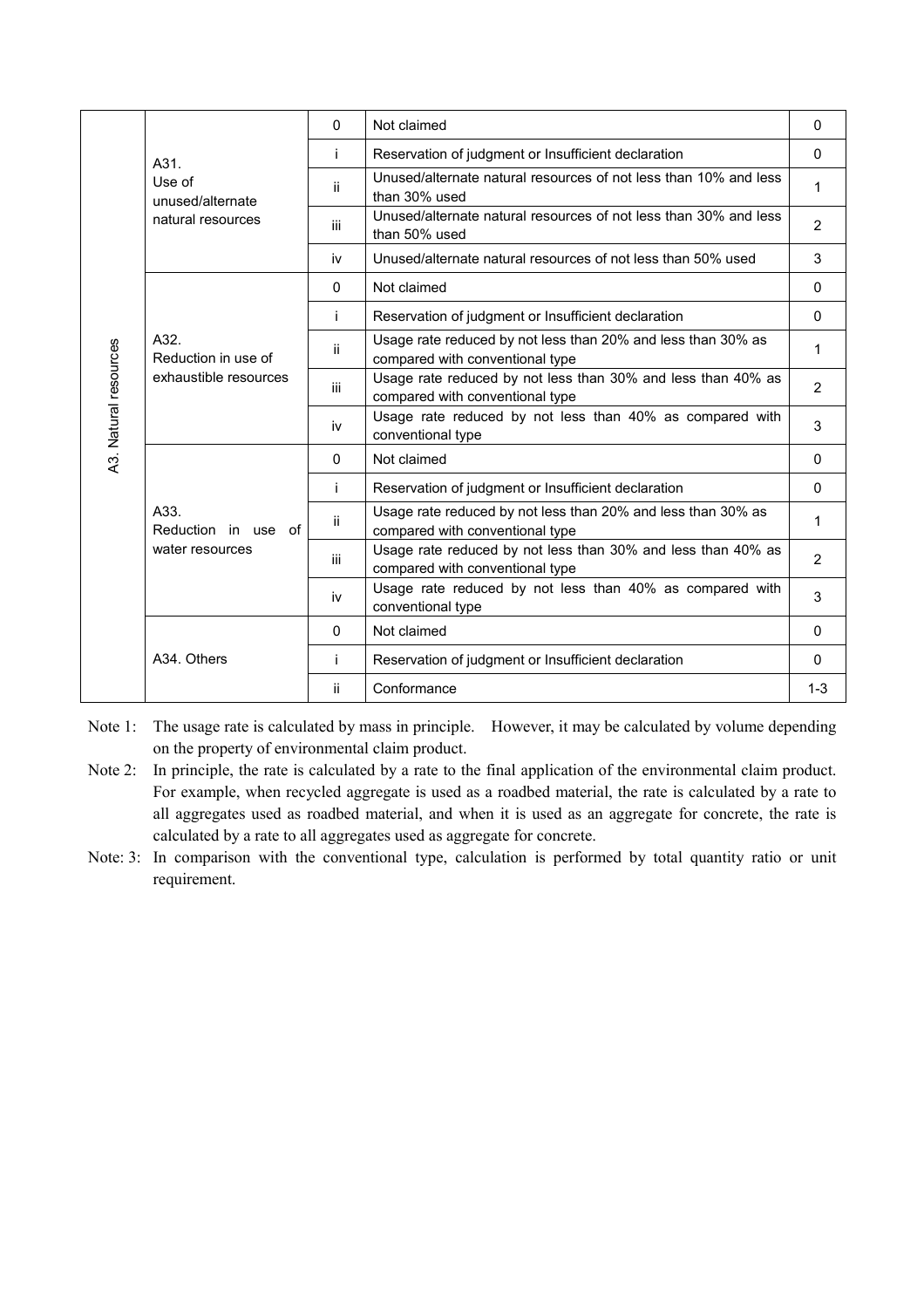| | | | | |
|---|---|---|---|---|
| A3. Natural resources | A31. Use of unused/alternate natural resources | 0 | Not claimed | 0 |
| | | i | Reservation of judgment or Insufficient declaration | 0 |
| | | ii | Unused/alternate natural resources of not less than 10% and less than 30% used | 1 |
| | | iii | Unused/alternate natural resources of not less than 30% and less than 50% used | 2 |
| | | iv | Unused/alternate natural resources of not less than 50% used | 3 |
| | A32. Reduction in use of exhaustible resources | 0 | Not claimed | 0 |
| | | i | Reservation of judgment or Insufficient declaration | 0 |
| | | ii | Usage rate reduced by not less than 20% and less than 30% as compared with conventional type | 1 |
| | | iii | Usage rate reduced by not less than 30% and less than 40% as compared with conventional type | 2 |
| | | iv | Usage rate reduced by not less than 40% as compared with conventional type | 3 |
| | A33. Reduction in use of water resources | 0 | Not claimed | 0 |
| | | i | Reservation of judgment or Insufficient declaration | 0 |
| | | ii | Usage rate reduced by not less than 20% and less than 30% as compared with conventional type | 1 |
| | | iii | Usage rate reduced by not less than 30% and less than 40% as compared with conventional type | 2 |
| | | iv | Usage rate reduced by not less than 40% as compared with conventional type | 3 |
| | A34. Others | 0 | Not claimed | 0 |
| | | i | Reservation of judgment or Insufficient declaration | 0 |
| | | ii | Conformance | 1-3 |

Note 1: The usage rate is calculated by mass in principle. However, it may be calculated by volume depending on the property of environmental claim product.

Note 2: In principle, the rate is calculated by a rate to the final application of the environmental claim product. For example, when recycled aggregate is used as a roadbed material, the rate is calculated by a rate to all aggregates used as roadbed material, and when it is used as an aggregate for concrete, the rate is calculated by a rate to all aggregates used as aggregate for concrete.

Note: 3: In comparison with the conventional type, calculation is performed by total quantity ratio or unit requirement.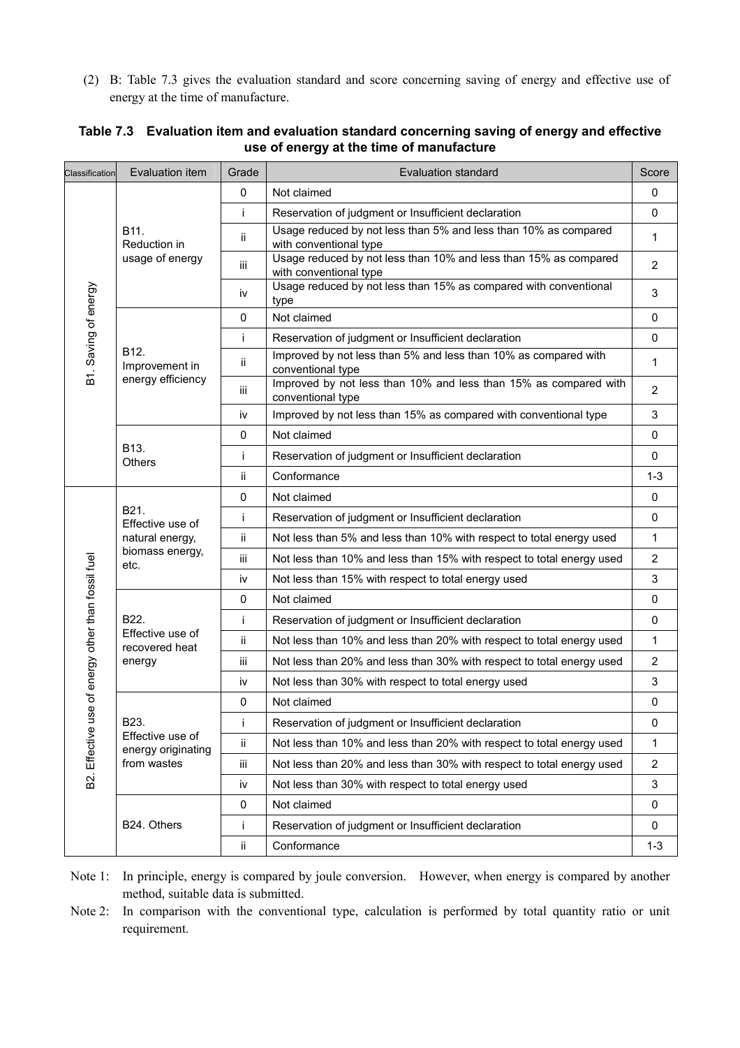(2) B: Table 7.3 gives the evaluation standard and score concerning saving of energy and effective use of energy at the time of manufacture.

**Table 7.3 Evaluation item and evaluation standard concerning saving of energy and effective use of energy at the time of manufacture**

| Classification | Evaluation item | Grade | Evaluation standard | Score |
|---|---|---|---|---|
| B1. Saving of energy | B11. Reduction in usage of energy | 0 | Not claimed | 0 |
| | | i | Reservation of judgment or Insufficient declaration | 0 |
| | | ii | Usage reduced by not less than 5% and less than 10% as compared with conventional type | 1 |
| | | iii | Usage reduced by not less than 10% and less than 15% as compared with conventional type | 2 |
| | | iv | Usage reduced by not less than 15% as compared with conventional type | 3 |
| | B12. Improvement in energy efficiency | 0 | Not claimed | 0 |
| | | i | Reservation of judgment or Insufficient declaration | 0 |
| | | ii | Improved by not less than 5% and less than 10% as compared with conventional type | 1 |
| | | iii | Improved by not less than 10% and less than 15% as compared with conventional type | 2 |
| | | iv | Improved by not less than 15% as compared with conventional type | 3 |
| | B13. Others | 0 | Not claimed | 0 |
| | | i | Reservation of judgment or Insufficient declaration | 0 |
| | | ii | Conformance | 1-3 |
| B2. Effective use of energy other than fossil fuel | B21. Effective use of natural energy, biomass energy, etc. | 0 | Not claimed | 0 |
| | | i | Reservation of judgment or Insufficient declaration | 0 |
| | | ii | Not less than 5% and less than 10% with respect to total energy used | 1 |
| | | iii | Not less than 10% and less than 15% with respect to total energy used | 2 |
| | | iv | Not less than 15% with respect to total energy used | 3 |
| | B22. Effective use of recovered heat energy | 0 | Not claimed | 0 |
| | | i | Reservation of judgment or Insufficient declaration | 0 |
| | | ii | Not less than 10% and less than 20% with respect to total energy used | 1 |
| | | iii | Not less than 20% and less than 30% with respect to total energy used | 2 |
| | | iv | Not less than 30% with respect to total energy used | 3 |
| | B23. Effective use of energy originating from wastes | 0 | Not claimed | 0 |
| | | i | Reservation of judgment or Insufficient declaration | 0 |
| | | ii | Not less than 10% and less than 20% with respect to total energy used | 1 |
| | | iii | Not less than 20% and less than 30% with respect to total energy used | 2 |
| | | iv | Not less than 30% with respect to total energy used | 3 |
| | B24. Others | 0 | Not claimed | 0 |
| | | i | Reservation of judgment or Insufficient declaration | 0 |
| | | ii | Conformance | 1-3 |

Note 1: In principle, energy is compared by joule conversion. However, when energy is compared by another method, suitable data is submitted.

Note 2: In comparison with the conventional type, calculation is performed by total quantity ratio or unit requirement.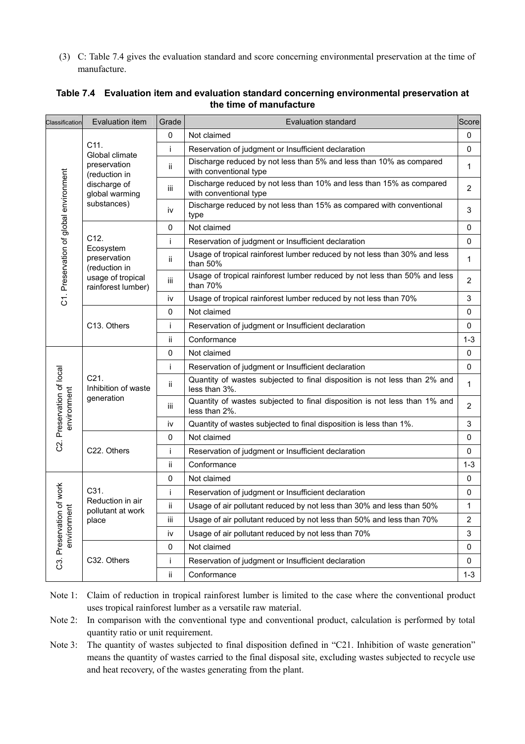(3) C: Table 7.4 gives the evaluation standard and score concerning environmental preservation at the time of manufacture.

**Table 7.4 Evaluation item and evaluation standard concerning environmental preservation at the time of manufacture**

| Classification | Evaluation item | Grade | Evaluation standard | Score |
|---|---|---|---|---|
| C1. Preservation of global environment | C11. Global climate preservation (reduction in discharge of global warming substances) | 0 | Not claimed | 0 |
| | | i | Reservation of judgment or Insufficient declaration | 0 |
| | | ii | Discharge reduced by not less than 5% and less than 10% as compared with conventional type | 1 |
| | | iii | Discharge reduced by not less than 10% and less than 15% as compared with conventional type | 2 |
| | | iv | Discharge reduced by not less than 15% as compared with conventional type | 3 |
| | C12. Ecosystem preservation (reduction in usage of tropical rainforest lumber) | 0 | Not claimed | 0 |
| | | i | Reservation of judgment or Insufficient declaration | 0 |
| | | ii | Usage of tropical rainforest lumber reduced by not less than 30% and less than 50% | 1 |
| | | iii | Usage of tropical rainforest lumber reduced by not less than 50% and less than 70% | 2 |
| | | iv | Usage of tropical rainforest lumber reduced by not less than 70% | 3 |
| | C13. Others | 0 | Not claimed | 0 |
| | | i | Reservation of judgment or Insufficient declaration | 0 |
| | | ii | Conformance | 1-3 |
| C2. Preservation of local environment | C21. Inhibition of waste generation | 0 | Not claimed | 0 |
| | | i | Reservation of judgment or Insufficient declaration | 0 |
| | | ii | Quantity of wastes subjected to final disposition is not less than 2% and less than 3%. | 1 |
| | | iii | Quantity of wastes subjected to final disposition is not less than 1% and less than 2%. | 2 |
| | | iv | Quantity of wastes subjected to final disposition is less than 1%. | 3 |
| | C22. Others | 0 | Not claimed | 0 |
| | | i | Reservation of judgment or Insufficient declaration | 0 |
| | | ii | Conformance | 1-3 |
| C3. Preservation of work environment | C31. Reduction in air pollutant at work place | 0 | Not claimed | 0 |
| | | i | Reservation of judgment or Insufficient declaration | 0 |
| | | ii | Usage of air pollutant reduced by not less than 30% and less than 50% | 1 |
| | | iii | Usage of air pollutant reduced by not less than 50% and less than 70% | 2 |
| | | iv | Usage of air pollutant reduced by not less than 70% | 3 |
| | C32. Others | 0 | Not claimed | 0 |
| | | i | Reservation of judgment or Insufficient declaration | 0 |
| | | ii | Conformance | 1-3 |

Note 1: Claim of reduction in tropical rainforest lumber is limited to the case where the conventional product uses tropical rainforest lumber as a versatile raw material.

Note 2: In comparison with the conventional type and conventional product, calculation is performed by total quantity ratio or unit requirement.

Note 3: The quantity of wastes subjected to final disposition defined in "C21. Inhibition of waste generation" means the quantity of wastes carried to the final disposal site, excluding wastes subjected to recycle use and heat recovery, of the wastes generating from the plant.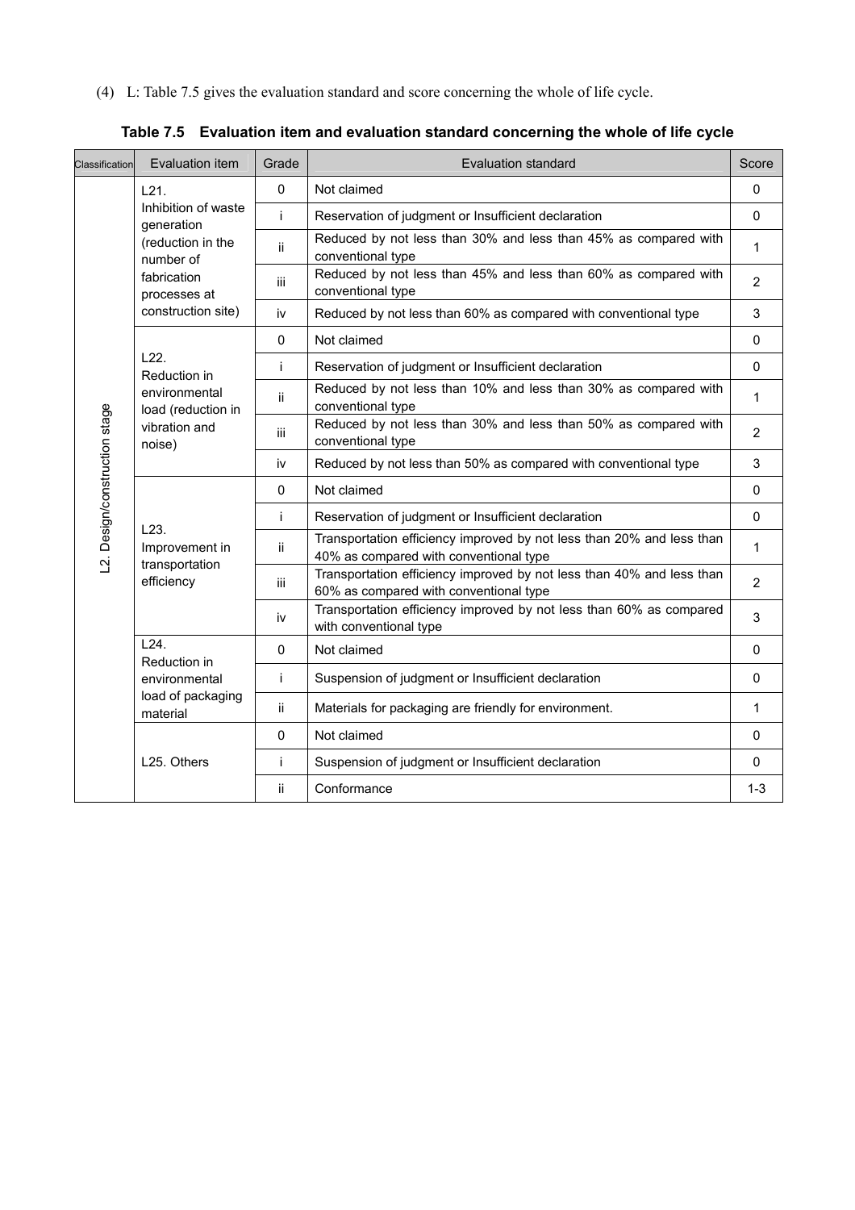(4) L: Table 7.5 gives the evaluation standard and score concerning the whole of life cycle.

**Table 7.5 Evaluation item and evaluation standard concerning the whole of life cycle**

| Classification | Evaluation item | Grade | Evaluation standard | Score |
|---|---|---|---|---|
| L2. Design/construction stage | L21. Inhibition of waste generation (reduction in the number of fabrication processes at construction site) | 0 | Not claimed | 0 |
| | | i | Reservation of judgment or Insufficient declaration | 0 |
| | | ii | Reduced by not less than 30% and less than 45% as compared with conventional type | 1 |
| | | iii | Reduced by not less than 45% and less than 60% as compared with conventional type | 2 |
| | | iv | Reduced by not less than 60% as compared with conventional type | 3 |
| | L22. Reduction in environmental load (reduction in vibration and noise) | 0 | Not claimed | 0 |
| | | i | Reservation of judgment or Insufficient declaration | 0 |
| | | ii | Reduced by not less than 10% and less than 30% as compared with conventional type | 1 |
| | | iii | Reduced by not less than 30% and less than 50% as compared with conventional type | 2 |
| | | iv | Reduced by not less than 50% as compared with conventional type | 3 |
| | L23. Improvement in transportation efficiency | 0 | Not claimed | 0 |
| | | i | Reservation of judgment or Insufficient declaration | 0 |
| | | ii | Transportation efficiency improved by not less than 20% and less than 40% as compared with conventional type | 1 |
| | | iii | Transportation efficiency improved by not less than 40% and less than 60% as compared with conventional type | 2 |
| | | iv | Transportation efficiency improved by not less than 60% as compared with conventional type | 3 |
| | L24. Reduction in environmental load of packaging material | 0 | Not claimed | 0 |
| | | i | Suspension of judgment or Insufficient declaration | 0 |
| | | ii | Materials for packaging are friendly for environment. | 1 |
| | L25. Others | 0 | Not claimed | 0 |
| | | i | Suspension of judgment or Insufficient declaration | 0 |
| | | ii | Conformance | 1-3 |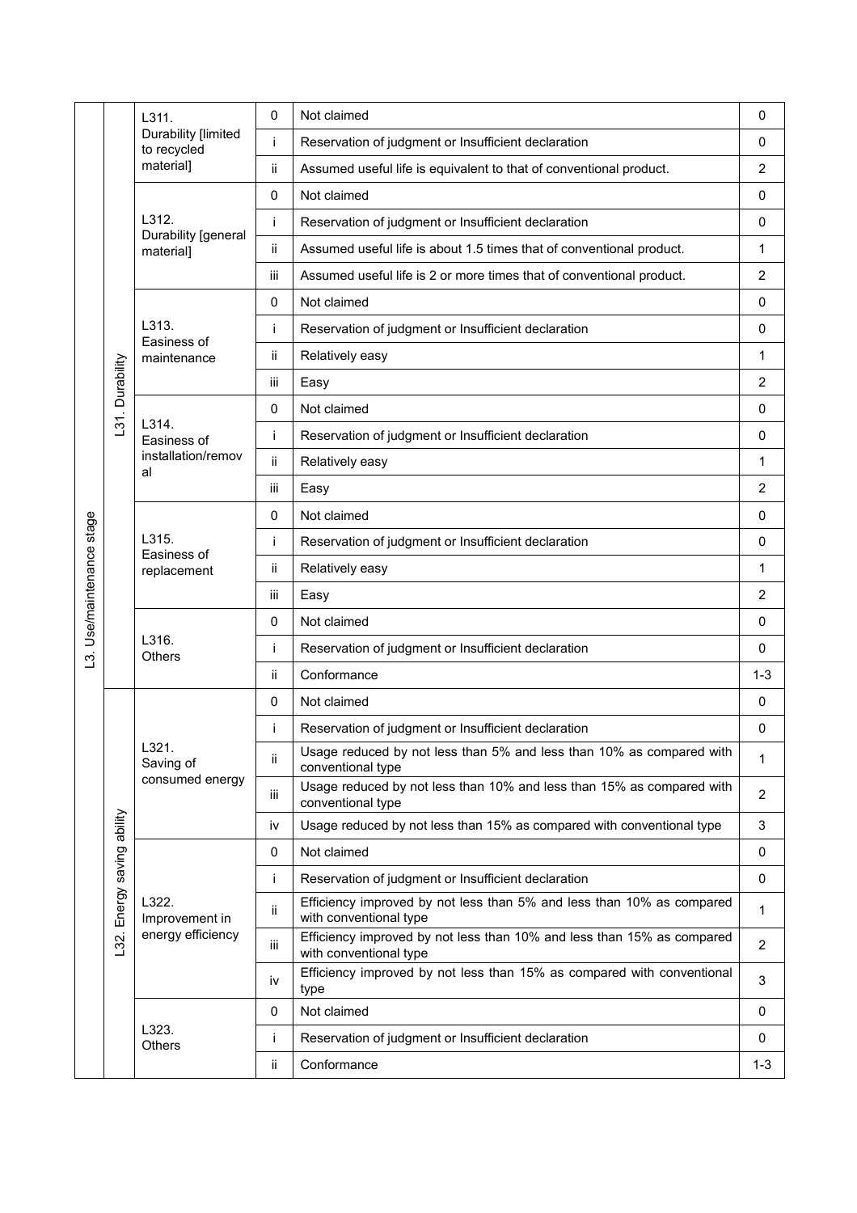| | | | | | |
|---|---|---|---|---|---|
| L3. Use/maintenance stage | L31. Durability | L311. Durability [limited to recycled material] | 0 | Not claimed | 0 |
| | | | i | Reservation of judgment or Insufficient declaration | 0 |
| | | | ii | Assumed useful life is equivalent to that of conventional product. | 2 |
| | | L312. Durability [general material] | 0 | Not claimed | 0 |
| | | | i | Reservation of judgment or Insufficient declaration | 0 |
| | | | ii | Assumed useful life is about 1.5 times that of conventional product. | 1 |
| | | | iii | Assumed useful life is 2 or more times that of conventional product. | 2 |
| | | L313. Easiness of maintenance | 0 | Not claimed | 0 |
| | | | i | Reservation of judgment or Insufficient declaration | 0 |
| | | | ii | Relatively easy | 1 |
| | | | iii | Easy | 2 |
| | | L314. Easiness of installation/removal | 0 | Not claimed | 0 |
| | | | i | Reservation of judgment or Insufficient declaration | 0 |
| | | | ii | Relatively easy | 1 |
| | | | iii | Easy | 2 |
| | | L315. Easiness of replacement | 0 | Not claimed | 0 |
| | | | i | Reservation of judgment or Insufficient declaration | 0 |
| | | | ii | Relatively easy | 1 |
| | | | iii | Easy | 2 |
| | | L316. Others | 0 | Not claimed | 0 |
| | | | i | Reservation of judgment or Insufficient declaration | 0 |
| | | | ii | Conformance | 1-3 |
| | L32. Energy saving ability | L321. Saving of consumed energy | 0 | Not claimed | 0 |
| | | | i | Reservation of judgment or Insufficient declaration | 0 |
| | | | ii | Usage reduced by not less than 5% and less than 10% as compared with conventional type | 1 |
| | | | iii | Usage reduced by not less than 10% and less than 15% as compared with conventional type | 2 |
| | | | iv | Usage reduced by not less than 15% as compared with conventional type | 3 |
| | | L322. Improvement in energy efficiency | 0 | Not claimed | 0 |
| | | | i | Reservation of judgment or Insufficient declaration | 0 |
| | | | ii | Efficiency improved by not less than 5% and less than 10% as compared with conventional type | 1 |
| | | | iii | Efficiency improved by not less than 10% and less than 15% as compared with conventional type | 2 |
| | | | iv | Efficiency improved by not less than 15% as compared with conventional type | 3 |
| | | L323. Others | 0 | Not claimed | 0 |
| | | | i | Reservation of judgment or Insufficient declaration | 0 |
| | | | ii | Conformance | 1-3 |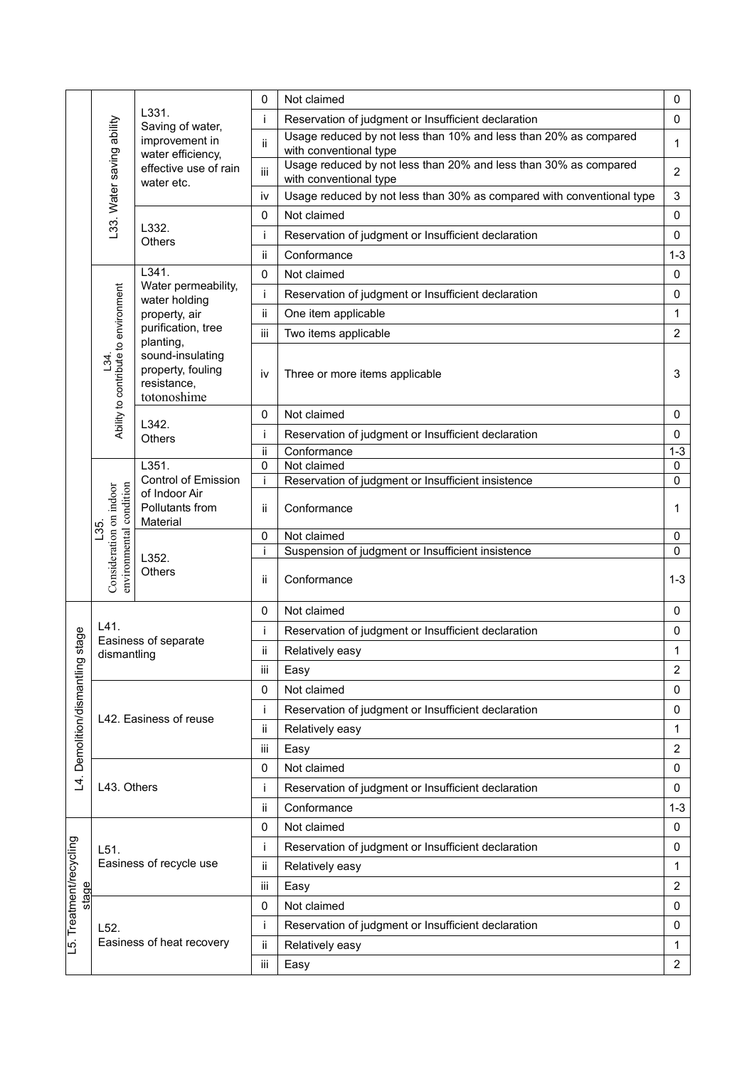| | | | | | |
|---|---|---|---|---|---|
| | L33. Water saving ability | L331. Saving of water, improvement in water efficiency, effective use of rain water etc. | 0 | Not claimed | 0 |
| | | | i | Reservation of judgment or Insufficient declaration | 0 |
| | | | ii | Usage reduced by not less than 10% and less than 20% as compared with conventional type | 1 |
| | | | iii | Usage reduced by not less than 20% and less than 30% as compared with conventional type | 2 |
| | | | iv | Usage reduced by not less than 30% as compared with conventional type | 3 |
| | | L332. Others | 0 | Not claimed | 0 |
| | | | i | Reservation of judgment or Insufficient declaration | 0 |
| | | | ii | Conformance | 1-3 |
| | L34. Ability to contribute to environment | L341. Water permeability, water holding property, air purification, tree planting, sound-insulating property, fouling resistance, totonoshime | 0 | Not claimed | 0 |
| | | | i | Reservation of judgment or Insufficient declaration | 0 |
| | | | ii | One item applicable | 1 |
| | | | iii | Two items applicable | 2 |
| | | | iv | Three or more items applicable | 3 |
| | | L342. Others | 0 | Not claimed | 0 |
| | | | i | Reservation of judgment or Insufficient declaration | 0 |
| | | | ii | Conformance | 1-3 |
| | L35. Consideration on indoor environmental condition | L351. Control of Emission of Indoor Air Pollutants from Material | 0 | Not claimed | 0 |
| | | | i | Reservation of judgment or Insufficient insistence | 0 |
| | | | ii | Conformance | 1 |
| | | L352. Others | 0 | Not claimed | 0 |
| | | | i | Suspension of judgment or Insufficient insistence | 0 |
| | | | ii | Conformance | 1-3 |
| L4. Demolition/dismantling stage | L41. Easiness of separate dismantling | | 0 | Not claimed | 0 |
| | | | i | Reservation of judgment or Insufficient declaration | 0 |
| | | | ii | Relatively easy | 1 |
| | | | iii | Easy | 2 |
| | L42. Easiness of reuse | | 0 | Not claimed | 0 |
| | | | i | Reservation of judgment or Insufficient declaration | 0 |
| | | | ii | Relatively easy | 1 |
| | | | iii | Easy | 2 |
| | L43. Others | | 0 | Not claimed | 0 |
| | | | i | Reservation of judgment or Insufficient declaration | 0 |
| | | | ii | Conformance | 1-3 |
| L5. Treatment/recycling stage | L51. Easiness of recycle use | | 0 | Not claimed | 0 |
| | | | i | Reservation of judgment or Insufficient declaration | 0 |
| | | | ii | Relatively easy | 1 |
| | | | iii | Easy | 2 |
| | L52. Easiness of heat recovery | | 0 | Not claimed | 0 |
| | | | i | Reservation of judgment or Insufficient declaration | 0 |
| | | | ii | Relatively easy | 1 |
| | | | iii | Easy | 2 |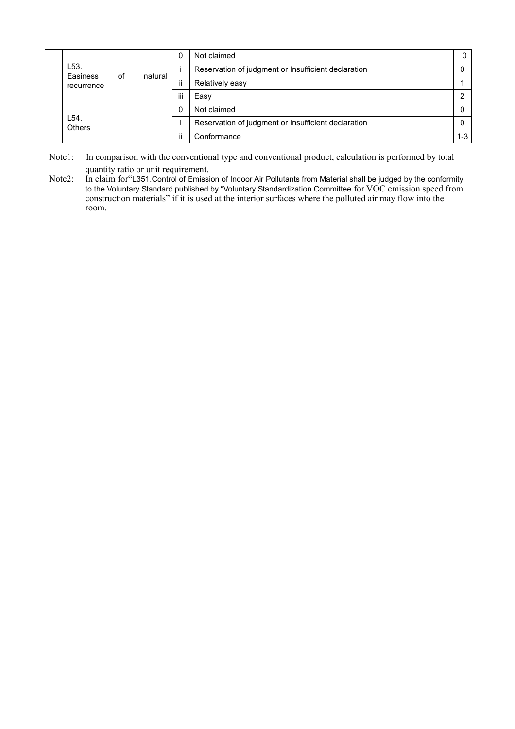| | | | | |
|---|---|---|---|---|
| | L53. Easiness of natural recurrence | 0 | Not claimed | 0 |
| | | i | Reservation of judgment or Insufficient declaration | 0 |
| | | ii | Relatively easy | 1 |
| | | iii | Easy | 2 |
| | L54. Others | 0 | Not claimed | 0 |
| | | i | Reservation of judgment or Insufficient declaration | 0 |
| | | ii | Conformance | 1-3 |

Note1: In comparison with the conventional type and conventional product, calculation is performed by total quantity ratio or unit requirement.

Note2: In claim for"L351.Control of Emission of Indoor Air Pollutants from Material shall be judged by the conformity to the Voluntary Standard published by "Voluntary Standardization Committee for VOC emission speed from construction materials" if it is used at the interior surfaces where the polluted air may flow into the room.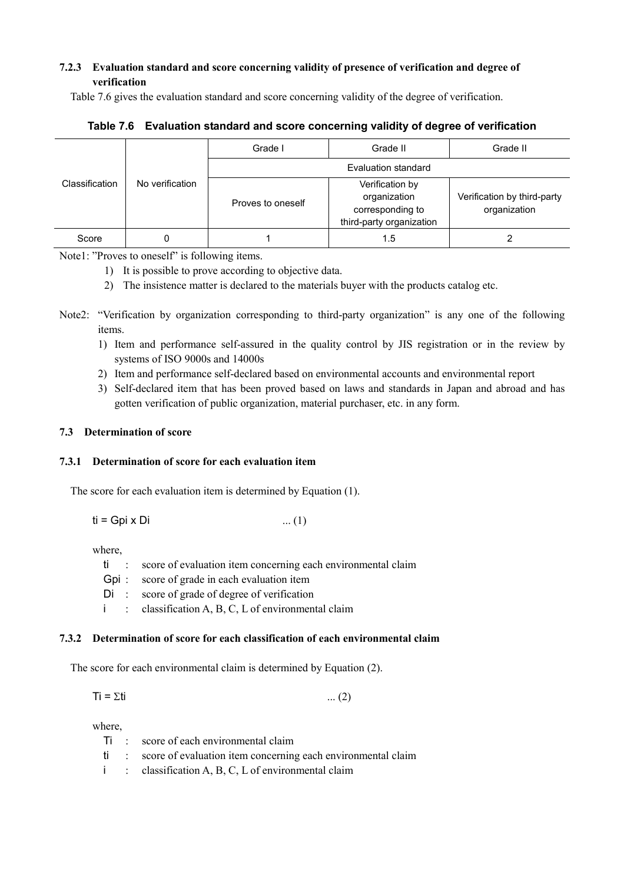### 7.2.3 Evaluation standard and score concerning validity of presence of verification and degree of verification

Table 7.6 gives the evaluation standard and score concerning validity of the degree of verification.

**Table 7.6 Evaluation standard and score concerning validity of degree of verification**

| Classification | No verification | Grade I | Grade II | Grade II |
|---|---|---|---|---|
| | | Evaluation standard | | |
| | | Proves to oneself | Verification by organization corresponding to third-party organization | Verification by third-party organization |
| Score | 0 | 1 | 1.5 | 2 |

Note1: "Proves to oneself" is following items.

1) It is possible to prove according to objective data.
2) The insistence matter is declared to the materials buyer with the products catalog etc.

Note2: "Verification by organization corresponding to third-party organization" is any one of the following items.

1) Item and performance self-assured in the quality control by JIS registration or in the review by systems of ISO 9000s and 14000s
2) Item and performance self-declared based on environmental accounts and environmental report
3) Self-declared item that has been proved based on laws and standards in Japan and abroad and has gotten verification of public organization, material purchaser, etc. in any form.

## 7.3 Determination of score

### 7.3.1 Determination of score for each evaluation item

The score for each evaluation item is determined by Equation (1).

$$t_i = G_{pi} \times D_i \quad \text{... (1)}$$

where,

- $t_i$ : score of evaluation item concerning each environmental claim
- $G_{pi}$ : score of grade in each evaluation item
- $D_i$ : score of grade of degree of verification
- $i$ : classification A, B, C, L of environmental claim

### 7.3.2 Determination of score for each classification of each environmental claim

The score for each environmental claim is determined by Equation (2).

$$T_i = \Sigma t_i \quad \text{... (2)}$$

where,

- $T_i$ : score of each environmental claim
- $t_i$ : score of evaluation item concerning each environmental claim
- $i$ : classification A, B, C, L of environmental claim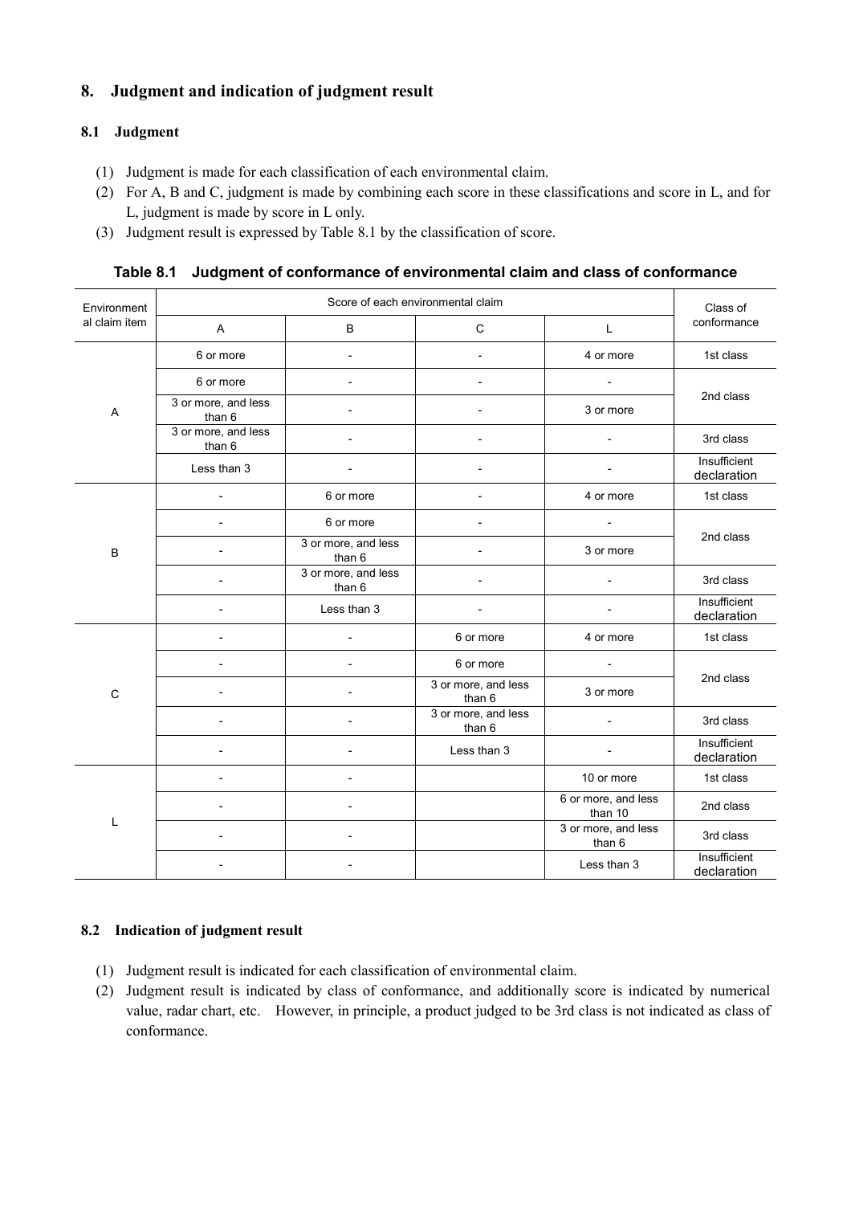## 8. Judgment and indication of judgment result

### 8.1 Judgment

(1) Judgment is made for each classification of each environmental claim.
(2) For A, B and C, judgment is made by combining each score in these classifications and score in L, and for L, judgment is made by score in L only.
(3) Judgment result is expressed by Table 8.1 by the classification of score.

**Table 8.1 Judgment of conformance of environmental claim and class of conformance**

| Environmental claim item | Score of each environmental claim | | | | Class of conformance |
|---|---|---|---|---|---|
| | A | B | C | L | |
| A | 6 or more | - | - | 4 or more | 1st class |
| | 6 or more | - | - | - | 2nd class |
| | 3 or more, and less than 6 | - | - | 3 or more | |
| | 3 or more, and less than 6 | - | - | - | 3rd class |
| | Less than 3 | - | - | - | Insufficient declaration |
| B | - | 6 or more | - | 4 or more | 1st class |
| | - | 6 or more | - | - | 2nd class |
| | - | 3 or more, and less than 6 | - | 3 or more | |
| | - | 3 or more, and less than 6 | - | - | 3rd class |
| | - | Less than 3 | - | - | Insufficient declaration |
| C | - | - | 6 or more | 4 or more | 1st class |
| | - | - | 6 or more | - | 2nd class |
| | - | - | 3 or more, and less than 6 | 3 or more | |
| | - | - | 3 or more, and less than 6 | - | 3rd class |
| | - | - | Less than 3 | - | Insufficient declaration |
| L | - | - | | 10 or more | 1st class |
| | - | - | | 6 or more, and less than 10 | 2nd class |
| | - | - | | 3 or more, and less than 6 | 3rd class |
| | - | - | | Less than 3 | Insufficient declaration |

### 8.2 Indication of judgment result

(1) Judgment result is indicated for each classification of environmental claim.
(2) Judgment result is indicated by class of conformance, and additionally score is indicated by numerical value, radar chart, etc. However, in principle, a product judged to be 3rd class is not indicated as class of conformance.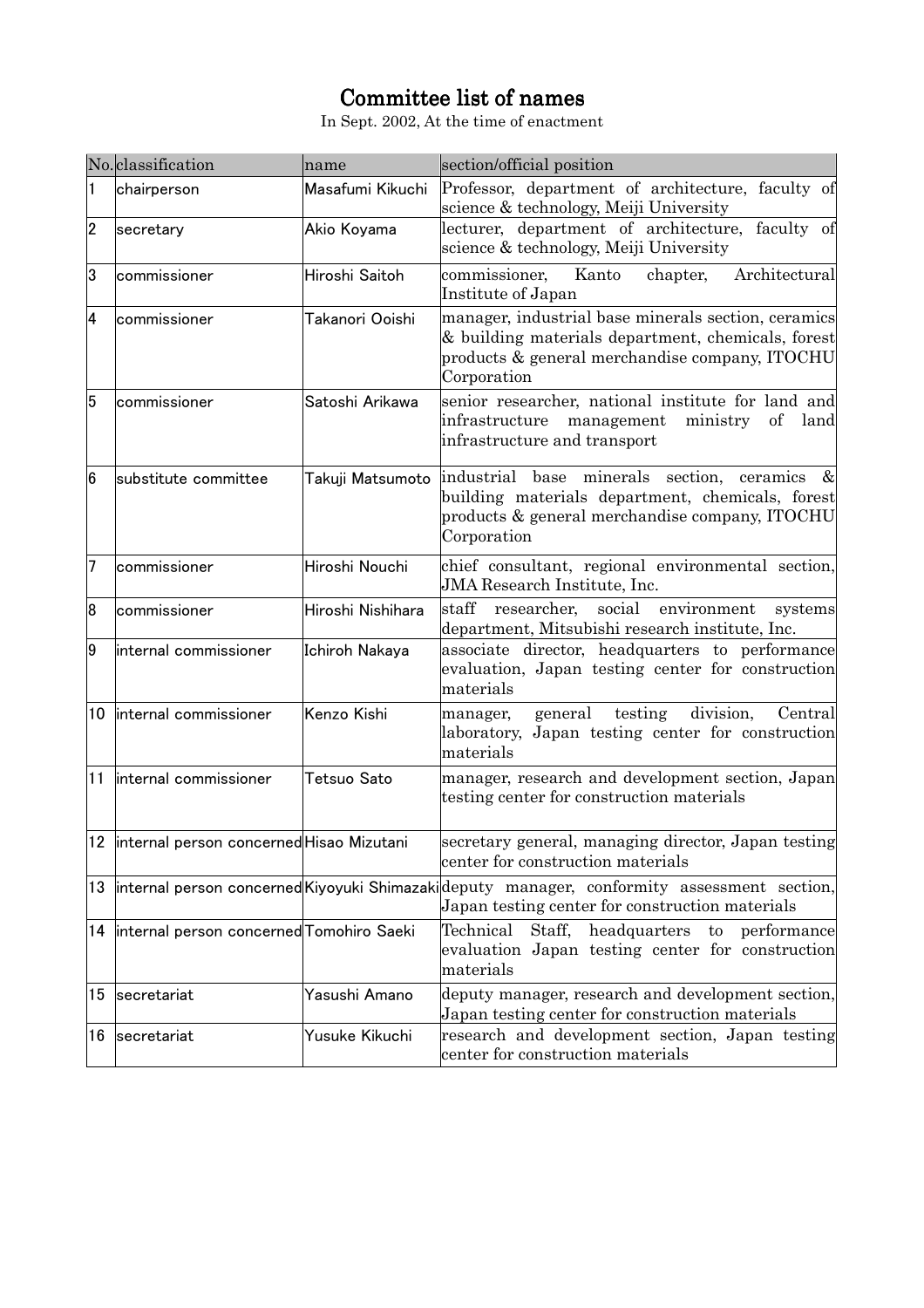# Committee list of names

In Sept. 2002, At the time of enactment

| No. | classification | name | section/official position |
|---|---|---|---|
| 1 | chairperson | Masafumi Kikuchi | Professor, department of architecture, faculty of science & technology, Meiji University |
| 2 | secretary | Akio Koyama | lecturer, department of architecture, faculty of science & technology, Meiji University |
| 3 | commissioner | Hiroshi Saitoh | commissioner, Kanto chapter, Architectural Institute of Japan |
| 4 | commissioner | Takanori Ooishi | manager, industrial base minerals section, ceramics & building materials department, chemicals, forest products & general merchandise company, ITOCHU Corporation |
| 5 | commissioner | Satoshi Arikawa | senior researcher, national institute for land and infrastructure management ministry of land infrastructure and transport |
| 6 | substitute committee | Takuji Matsumoto | industrial base minerals section, ceramics & building materials department, chemicals, forest products & general merchandise company, ITOCHU Corporation |
| 7 | commissioner | Hiroshi Nouchi | chief consultant, regional environmental section, JMA Research Institute, Inc. |
| 8 | commissioner | Hiroshi Nishihara | staff researcher, social environment systems department, Mitsubishi research institute, Inc. |
| 9 | internal commissioner | Ichiroh Nakaya | associate director, headquarters to performance evaluation, Japan testing center for construction materials |
| 10 | internal commissioner | Kenzo Kishi | manager, general testing division, Central laboratory, Japan testing center for construction materials |
| 11 | internal commissioner | Tetsuo Sato | manager, research and development section, Japan testing center for construction materials |
| 12 | internal person concerned | Hisao Mizutani | secretary general, managing director, Japan testing center for construction materials |
| 13 | internal person concerned | Kiyoyuki Shimazaki | deputy manager, conformity assessment section, Japan testing center for construction materials |
| 14 | internal person concerned | Tomohiro Saeki | Technical Staff, headquarters to performance evaluation Japan testing center for construction materials |
| 15 | secretariat | Yasushi Amano | deputy manager, research and development section, Japan testing center for construction materials |
| 16 | secretariat | Yusuke Kikuchi | research and development section, Japan testing center for construction materials |